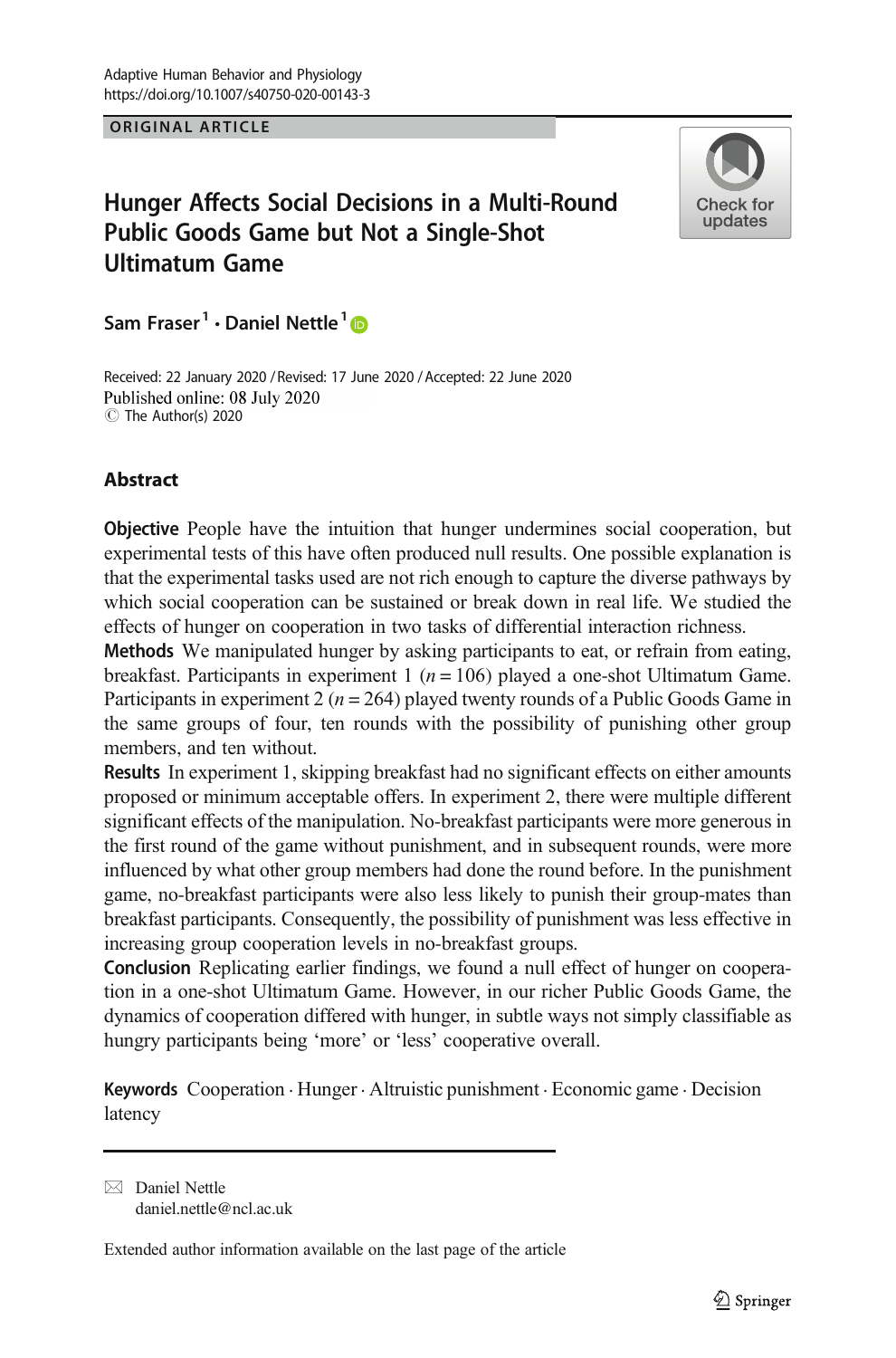Adaptive Human Behavior and Physiology
https://doi.org/10.1007/s40750-020-00143-3

ORIGINAL ARTICLE

# Hunger Affects Social Decisions in a Multi-Round Public Goods Game but Not a Single-Shot Ultimatum Game

Sam Fraser[1] · Daniel Nettle[1]

Received: 22 January 2020 / Revised: 17 June 2020 / Accepted: 22 June 2020
Published online: 08 July 2020
© The Author(s) 2020

## Abstract

**Objective** People have the intuition that hunger undermines social cooperation, but experimental tests of this have often produced null results. One possible explanation is that the experimental tasks used are not rich enough to capture the diverse pathways by which social cooperation can be sustained or break down in real life. We studied the effects of hunger on cooperation in two tasks of differential interaction richness.

**Methods** We manipulated hunger by asking participants to eat, or refrain from eating, breakfast. Participants in experiment 1 ($n = 106$) played a one-shot Ultimatum Game. Participants in experiment 2 ($n = 264$) played twenty rounds of a Public Goods Game in the same groups of four, ten rounds with the possibility of punishing other group members, and ten without.

**Results** In experiment 1, skipping breakfast had no significant effects on either amounts proposed or minimum acceptable offers. In experiment 2, there were multiple different significant effects of the manipulation. No-breakfast participants were more generous in the first round of the game without punishment, and in subsequent rounds, were more influenced by what other group members had done the round before. In the punishment game, no-breakfast participants were also less likely to punish their group-mates than breakfast participants. Consequently, the possibility of punishment was less effective in increasing group cooperation levels in no-breakfast groups.

**Conclusion** Replicating earlier findings, we found a null effect of hunger on cooperation in a one-shot Ultimatum Game. However, in our richer Public Goods Game, the dynamics of cooperation differed with hunger, in subtle ways not simply classifiable as hungry participants being 'more' or 'less' cooperative overall.

**Keywords** Cooperation · Hunger · Altruistic punishment · Economic game · Decision latency

---

✉ Daniel Nettle
daniel.nettle@ncl.ac.uk

Extended author information available on the last page of the article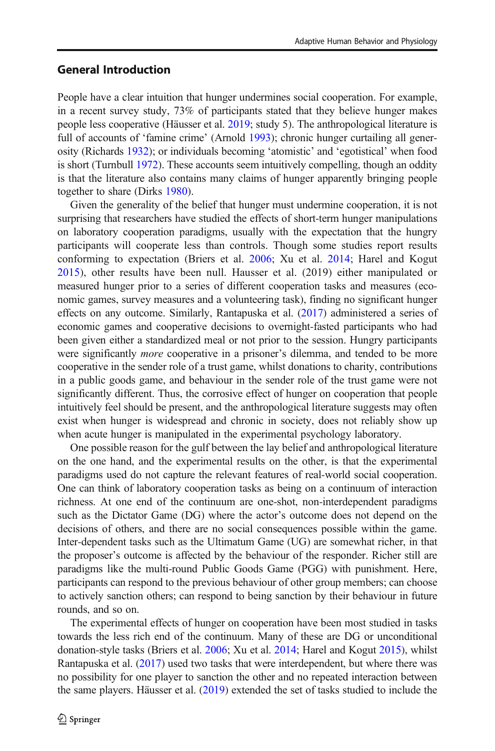## General Introduction

People have a clear intuition that hunger undermines social cooperation. For example, in a recent survey study, 73% of participants stated that they believe hunger makes people less cooperative (Häusser et al. 2019; study 5). The anthropological literature is full of accounts of 'famine crime' (Arnold 1993); chronic hunger curtailing all generosity (Richards 1932); or individuals becoming 'atomistic' and 'egotistical' when food is short (Turnbull 1972). These accounts seem intuitively compelling, though an oddity is that the literature also contains many claims of hunger apparently bringing people together to share (Dirks 1980).

Given the generality of the belief that hunger must undermine cooperation, it is not surprising that researchers have studied the effects of short-term hunger manipulations on laboratory cooperation paradigms, usually with the expectation that the hungry participants will cooperate less than controls. Though some studies report results conforming to expectation (Briers et al. 2006; Xu et al. 2014; Harel and Kogut 2015), other results have been null. Hausser et al. (2019) either manipulated or measured hunger prior to a series of different cooperation tasks and measures (economic games, survey measures and a volunteering task), finding no significant hunger effects on any outcome. Similarly, Rantapuska et al. (2017) administered a series of economic games and cooperative decisions to overnight-fasted participants who had been given either a standardized meal or not prior to the session. Hungry participants were significantly *more* cooperative in a prisoner's dilemma, and tended to be more cooperative in the sender role of a trust game, whilst donations to charity, contributions in a public goods game, and behaviour in the sender role of the trust game were not significantly different. Thus, the corrosive effect of hunger on cooperation that people intuitively feel should be present, and the anthropological literature suggests may often exist when hunger is widespread and chronic in society, does not reliably show up when acute hunger is manipulated in the experimental psychology laboratory.

One possible reason for the gulf between the lay belief and anthropological literature on the one hand, and the experimental results on the other, is that the experimental paradigms used do not capture the relevant features of real-world social cooperation. One can think of laboratory cooperation tasks as being on a continuum of interaction richness. At one end of the continuum are one-shot, non-interdependent paradigms such as the Dictator Game (DG) where the actor's outcome does not depend on the decisions of others, and there are no social consequences possible within the game. Inter-dependent tasks such as the Ultimatum Game (UG) are somewhat richer, in that the proposer's outcome is affected by the behaviour of the responder. Richer still are paradigms like the multi-round Public Goods Game (PGG) with punishment. Here, participants can respond to the previous behaviour of other group members; can choose to actively sanction others; can respond to being sanction by their behaviour in future rounds, and so on.

The experimental effects of hunger on cooperation have been most studied in tasks towards the less rich end of the continuum. Many of these are DG or unconditional donation-style tasks (Briers et al. 2006; Xu et al. 2014; Harel and Kogut 2015), whilst Rantapuska et al. (2017) used two tasks that were interdependent, but where there was no possibility for one player to sanction the other and no repeated interaction between the same players. Häusser et al. (2019) extended the set of tasks studied to include the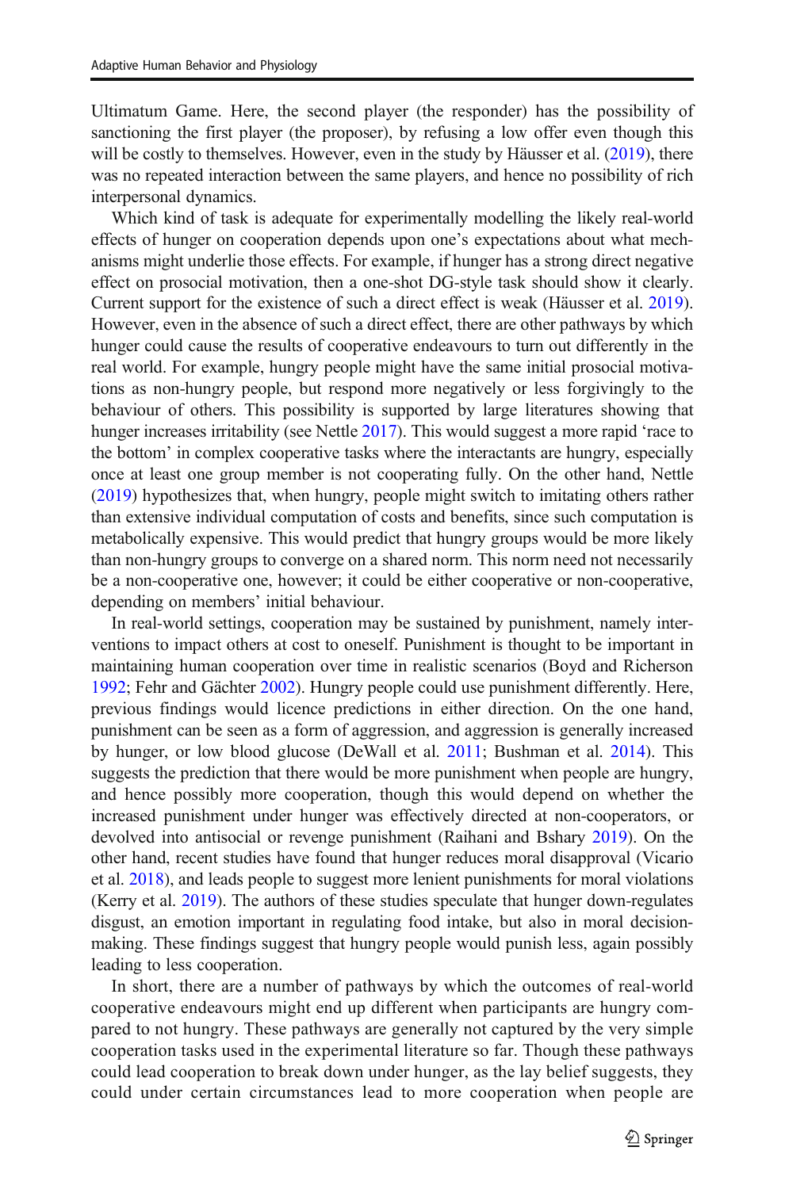Ultimatum Game. Here, the second player (the responder) has the possibility of sanctioning the first player (the proposer), by refusing a low offer even though this will be costly to themselves. However, even in the study by Häusser et al. (2019), there was no repeated interaction between the same players, and hence no possibility of rich interpersonal dynamics.

Which kind of task is adequate for experimentally modelling the likely real-world effects of hunger on cooperation depends upon one's expectations about what mechanisms might underlie those effects. For example, if hunger has a strong direct negative effect on prosocial motivation, then a one-shot DG-style task should show it clearly. Current support for the existence of such a direct effect is weak (Häusser et al. 2019). However, even in the absence of such a direct effect, there are other pathways by which hunger could cause the results of cooperative endeavours to turn out differently in the real world. For example, hungry people might have the same initial prosocial motivations as non-hungry people, but respond more negatively or less forgivingly to the behaviour of others. This possibility is supported by large literatures showing that hunger increases irritability (see Nettle 2017). This would suggest a more rapid 'race to the bottom' in complex cooperative tasks where the interactants are hungry, especially once at least one group member is not cooperating fully. On the other hand, Nettle (2019) hypothesizes that, when hungry, people might switch to imitating others rather than extensive individual computation of costs and benefits, since such computation is metabolically expensive. This would predict that hungry groups would be more likely than non-hungry groups to converge on a shared norm. This norm need not necessarily be a non-cooperative one, however; it could be either cooperative or non-cooperative, depending on members' initial behaviour.

In real-world settings, cooperation may be sustained by punishment, namely interventions to impact others at cost to oneself. Punishment is thought to be important in maintaining human cooperation over time in realistic scenarios (Boyd and Richerson 1992; Fehr and Gächter 2002). Hungry people could use punishment differently. Here, previous findings would licence predictions in either direction. On the one hand, punishment can be seen as a form of aggression, and aggression is generally increased by hunger, or low blood glucose (DeWall et al. 2011; Bushman et al. 2014). This suggests the prediction that there would be more punishment when people are hungry, and hence possibly more cooperation, though this would depend on whether the increased punishment under hunger was effectively directed at non-cooperators, or devolved into antisocial or revenge punishment (Raihani and Bshary 2019). On the other hand, recent studies have found that hunger reduces moral disapproval (Vicario et al. 2018), and leads people to suggest more lenient punishments for moral violations (Kerry et al. 2019). The authors of these studies speculate that hunger down-regulates disgust, an emotion important in regulating food intake, but also in moral decision-making. These findings suggest that hungry people would punish less, again possibly leading to less cooperation.

In short, there are a number of pathways by which the outcomes of real-world cooperative endeavours might end up different when participants are hungry compared to not hungry. These pathways are generally not captured by the very simple cooperation tasks used in the experimental literature so far. Though these pathways could lead cooperation to break down under hunger, as the lay belief suggests, they could under certain circumstances lead to more cooperation when people are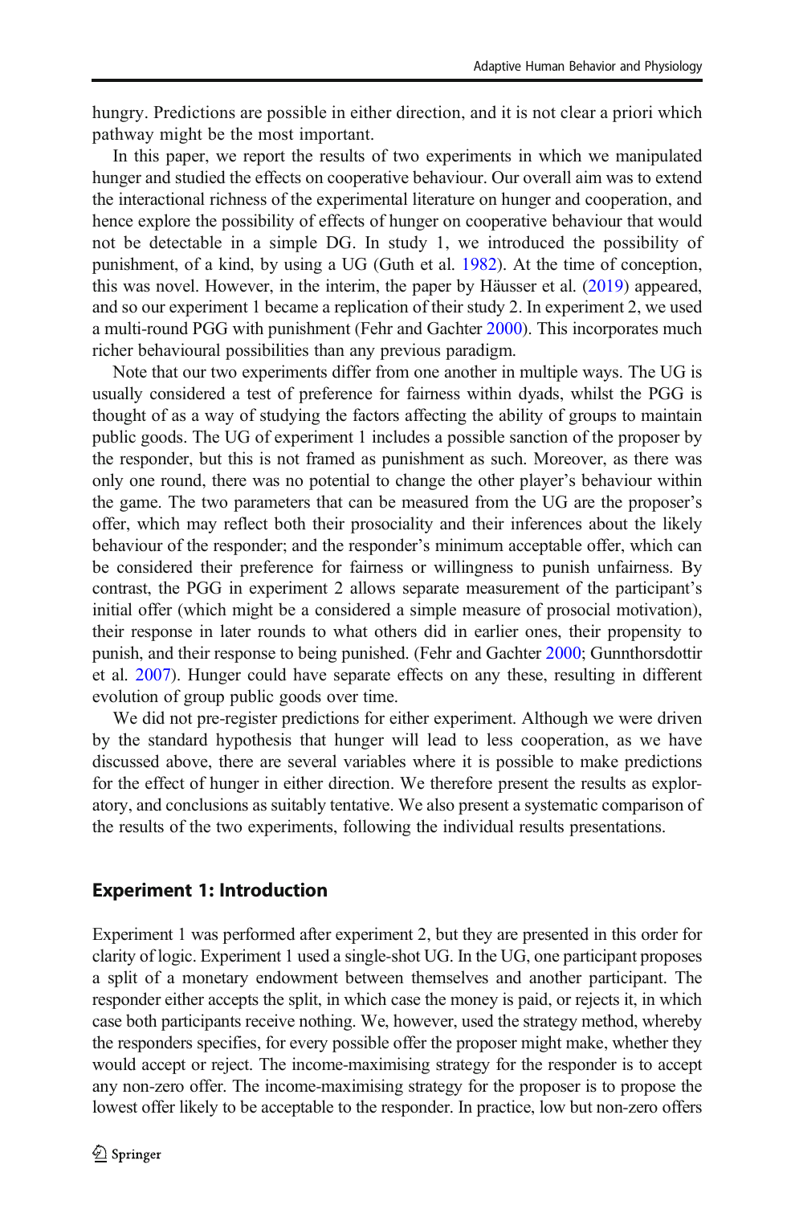hungry. Predictions are possible in either direction, and it is not clear a priori which pathway might be the most important.

In this paper, we report the results of two experiments in which we manipulated hunger and studied the effects on cooperative behaviour. Our overall aim was to extend the interactional richness of the experimental literature on hunger and cooperation, and hence explore the possibility of effects of hunger on cooperative behaviour that would not be detectable in a simple DG. In study 1, we introduced the possibility of punishment, of a kind, by using a UG (Guth et al. 1982). At the time of conception, this was novel. However, in the interim, the paper by Häusser et al. (2019) appeared, and so our experiment 1 became a replication of their study 2. In experiment 2, we used a multi-round PGG with punishment (Fehr and Gachter 2000). This incorporates much richer behavioural possibilities than any previous paradigm.

Note that our two experiments differ from one another in multiple ways. The UG is usually considered a test of preference for fairness within dyads, whilst the PGG is thought of as a way of studying the factors affecting the ability of groups to maintain public goods. The UG of experiment 1 includes a possible sanction of the proposer by the responder, but this is not framed as punishment as such. Moreover, as there was only one round, there was no potential to change the other player's behaviour within the game. The two parameters that can be measured from the UG are the proposer's offer, which may reflect both their prosociality and their inferences about the likely behaviour of the responder; and the responder's minimum acceptable offer, which can be considered their preference for fairness or willingness to punish unfairness. By contrast, the PGG in experiment 2 allows separate measurement of the participant's initial offer (which might be a considered a simple measure of prosocial motivation), their response in later rounds to what others did in earlier ones, their propensity to punish, and their response to being punished. (Fehr and Gachter 2000; Gunnthorsdottir et al. 2007). Hunger could have separate effects on any these, resulting in different evolution of group public goods over time.

We did not pre-register predictions for either experiment. Although we were driven by the standard hypothesis that hunger will lead to less cooperation, as we have discussed above, there are several variables where it is possible to make predictions for the effect of hunger in either direction. We therefore present the results as exploratory, and conclusions as suitably tentative. We also present a systematic comparison of the results of the two experiments, following the individual results presentations.

## Experiment 1: Introduction

Experiment 1 was performed after experiment 2, but they are presented in this order for clarity of logic. Experiment 1 used a single-shot UG. In the UG, one participant proposes a split of a monetary endowment between themselves and another participant. The responder either accepts the split, in which case the money is paid, or rejects it, in which case both participants receive nothing. We, however, used the strategy method, whereby the responders specifies, for every possible offer the proposer might make, whether they would accept or reject. The income-maximising strategy for the responder is to accept any non-zero offer. The income-maximising strategy for the proposer is to propose the lowest offer likely to be acceptable to the responder. In practice, low but non-zero offers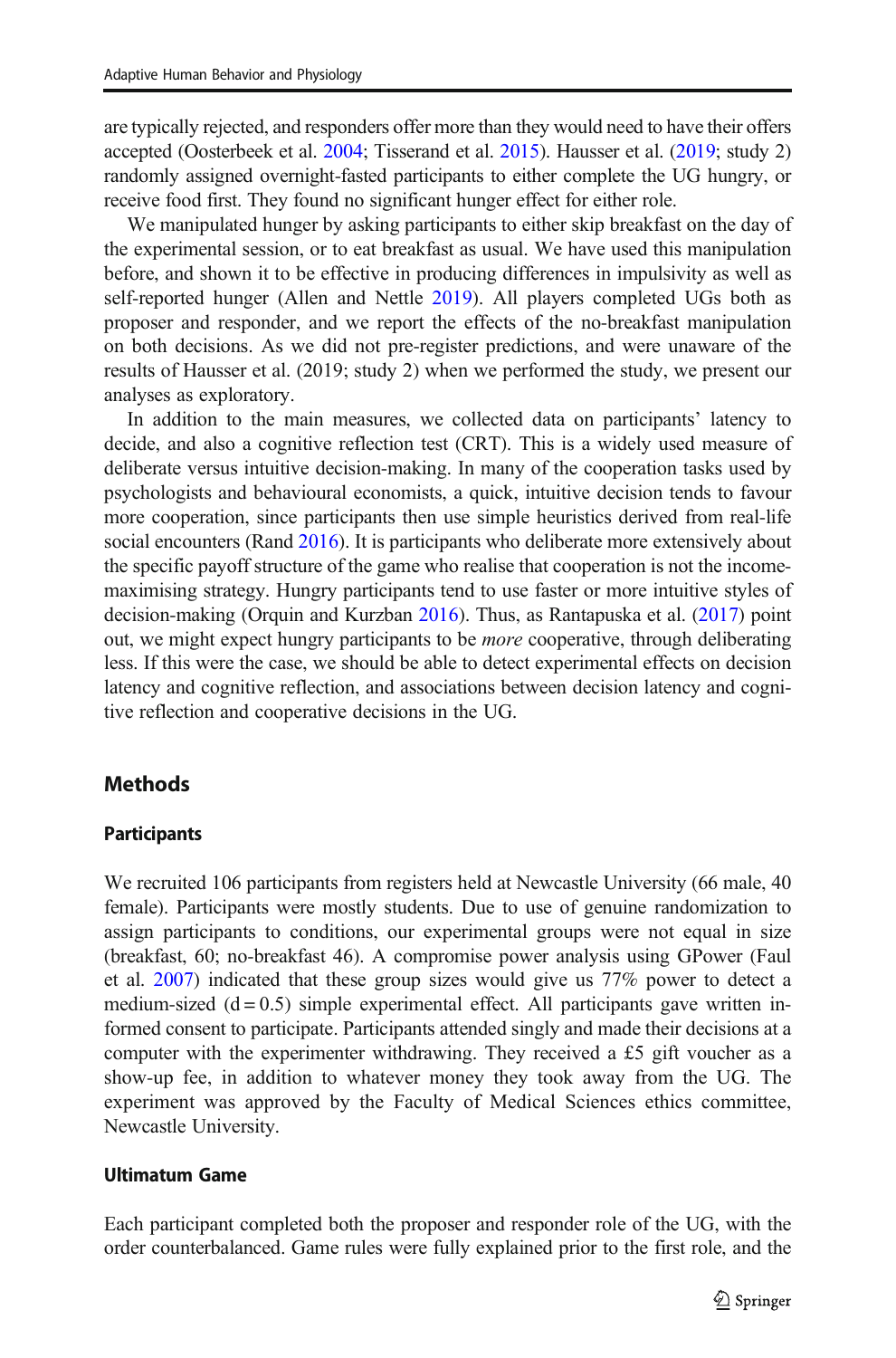are typically rejected, and responders offer more than they would need to have their offers accepted (Oosterbeek et al. 2004; Tisserand et al. 2015). Hausser et al. (2019; study 2) randomly assigned overnight-fasted participants to either complete the UG hungry, or receive food first. They found no significant hunger effect for either role.

We manipulated hunger by asking participants to either skip breakfast on the day of the experimental session, or to eat breakfast as usual. We have used this manipulation before, and shown it to be effective in producing differences in impulsivity as well as self-reported hunger (Allen and Nettle 2019). All players completed UGs both as proposer and responder, and we report the effects of the no-breakfast manipulation on both decisions. As we did not pre-register predictions, and were unaware of the results of Hausser et al. (2019; study 2) when we performed the study, we present our analyses as exploratory.

In addition to the main measures, we collected data on participants' latency to decide, and also a cognitive reflection test (CRT). This is a widely used measure of deliberate versus intuitive decision-making. In many of the cooperation tasks used by psychologists and behavioural economists, a quick, intuitive decision tends to favour more cooperation, since participants then use simple heuristics derived from real-life social encounters (Rand 2016). It is participants who deliberate more extensively about the specific payoff structure of the game who realise that cooperation is not the income-maximising strategy. Hungry participants tend to use faster or more intuitive styles of decision-making (Orquin and Kurzban 2016). Thus, as Rantapuska et al. (2017) point out, we might expect hungry participants to be *more* cooperative, through deliberating less. If this were the case, we should be able to detect experimental effects on decision latency and cognitive reflection, and associations between decision latency and cognitive reflection and cooperative decisions in the UG.

## Methods

### Participants

We recruited 106 participants from registers held at Newcastle University (66 male, 40 female). Participants were mostly students. Due to use of genuine randomization to assign participants to conditions, our experimental groups were not equal in size (breakfast, 60; no-breakfast 46). A compromise power analysis using GPower (Faul et al. 2007) indicated that these group sizes would give us 77% power to detect a medium-sized ($d = 0.5$) simple experimental effect. All participants gave written informed consent to participate. Participants attended singly and made their decisions at a computer with the experimenter withdrawing. They received a £5 gift voucher as a show-up fee, in addition to whatever money they took away from the UG. The experiment was approved by the Faculty of Medical Sciences ethics committee, Newcastle University.

### Ultimatum Game

Each participant completed both the proposer and responder role of the UG, with the order counterbalanced. Game rules were fully explained prior to the first role, and the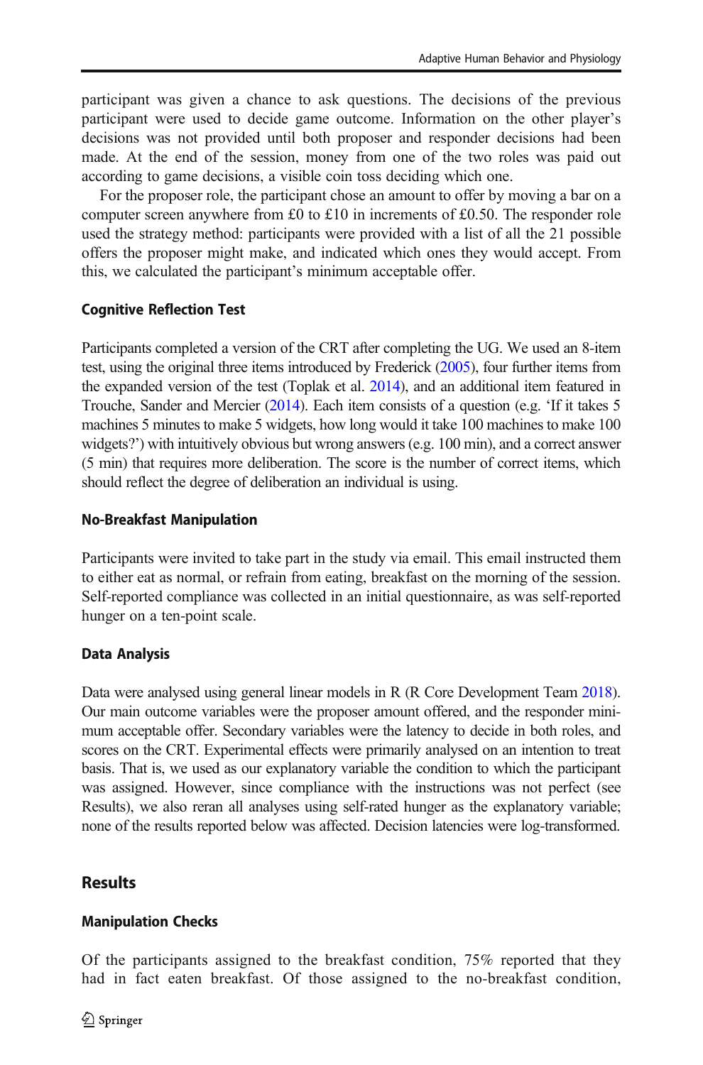participant was given a chance to ask questions. The decisions of the previous participant were used to decide game outcome. Information on the other player's decisions was not provided until both proposer and responder decisions had been made. At the end of the session, money from one of the two roles was paid out according to game decisions, a visible coin toss deciding which one.

For the proposer role, the participant chose an amount to offer by moving a bar on a computer screen anywhere from £0 to £10 in increments of £0.50. The responder role used the strategy method: participants were provided with a list of all the 21 possible offers the proposer might make, and indicated which ones they would accept. From this, we calculated the participant's minimum acceptable offer.

### Cognitive Reflection Test

Participants completed a version of the CRT after completing the UG. We used an 8-item test, using the original three items introduced by Frederick (2005), four further items from the expanded version of the test (Toplak et al. 2014), and an additional item featured in Trouche, Sander and Mercier (2014). Each item consists of a question (e.g. 'If it takes 5 machines 5 minutes to make 5 widgets, how long would it take 100 machines to make 100 widgets?') with intuitively obvious but wrong answers (e.g. 100 min), and a correct answer (5 min) that requires more deliberation. The score is the number of correct items, which should reflect the degree of deliberation an individual is using.

### No-Breakfast Manipulation

Participants were invited to take part in the study via email. This email instructed them to either eat as normal, or refrain from eating, breakfast on the morning of the session. Self-reported compliance was collected in an initial questionnaire, as was self-reported hunger on a ten-point scale.

### Data Analysis

Data were analysed using general linear models in R (R Core Development Team 2018). Our main outcome variables were the proposer amount offered, and the responder minimum acceptable offer. Secondary variables were the latency to decide in both roles, and scores on the CRT. Experimental effects were primarily analysed on an intention to treat basis. That is, we used as our explanatory variable the condition to which the participant was assigned. However, since compliance with the instructions was not perfect (see Results), we also reran all analyses using self-rated hunger as the explanatory variable; none of the results reported below was affected. Decision latencies were log-transformed.

## Results

### Manipulation Checks

Of the participants assigned to the breakfast condition, 75% reported that they had in fact eaten breakfast. Of those assigned to the no-breakfast condition,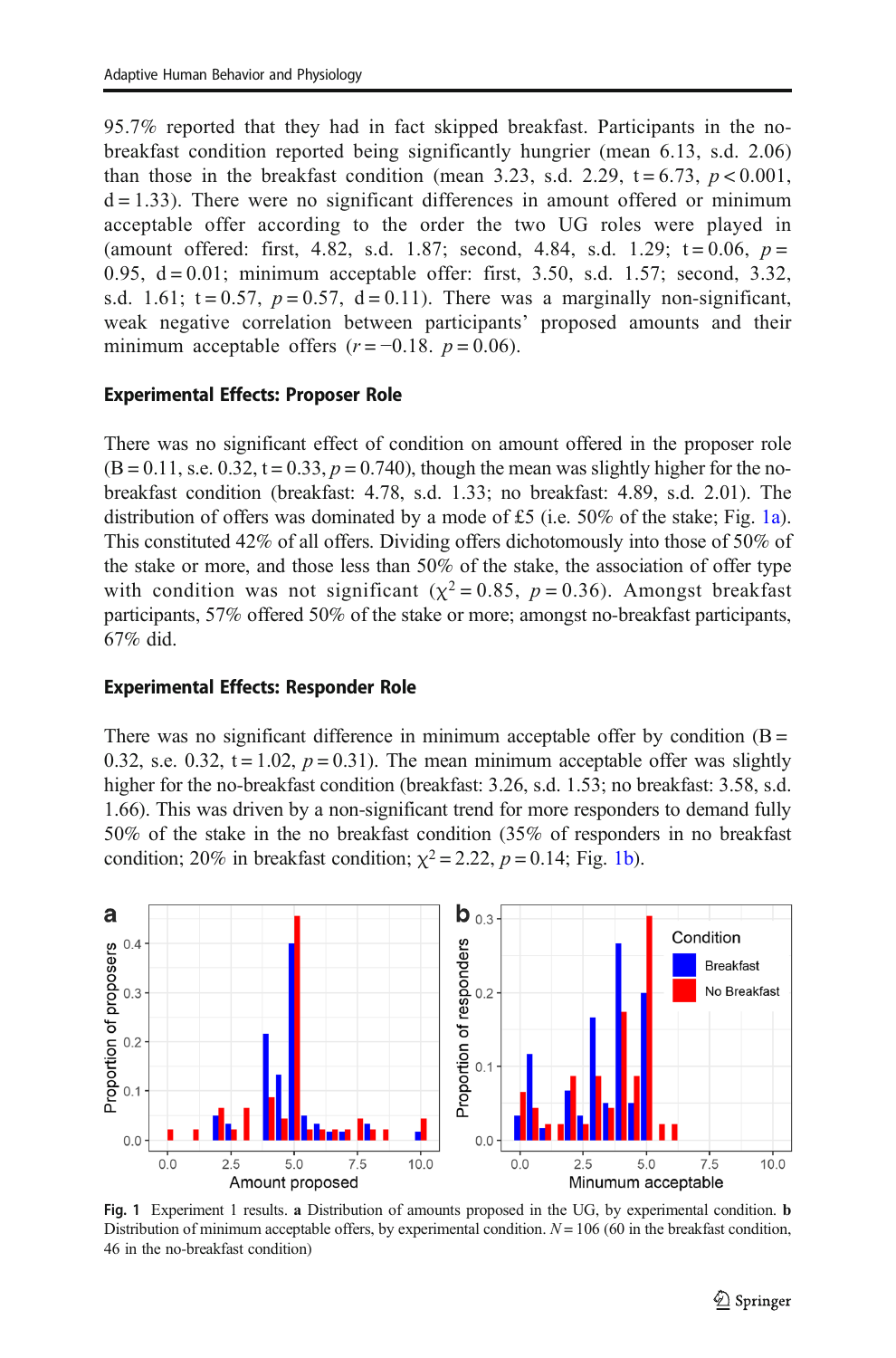95.7% reported that they had in fact skipped breakfast. Participants in the no-breakfast condition reported being significantly hungrier (mean 6.13, s.d. 2.06) than those in the breakfast condition (mean 3.23, s.d. 2.29, t = 6.73, $p < 0.001$, d = 1.33). There were no significant differences in amount offered or minimum acceptable offer according to the order the two UG roles were played in (amount offered: first, 4.82, s.d. 1.87; second, 4.84, s.d. 1.29; t = 0.06, $p =$ 0.95, d = 0.01; minimum acceptable offer: first, 3.50, s.d. 1.57; second, 3.32, s.d. 1.61; t = 0.57, $p = 0.57$, d = 0.11). There was a marginally non-significant, weak negative correlation between participants' proposed amounts and their minimum acceptable offers ($r = -0.18$. $p = 0.06$).

### Experimental Effects: Proposer Role

There was no significant effect of condition on amount offered in the proposer role (B = 0.11, s.e. 0.32, t = 0.33, $p = 0.740$), though the mean was slightly higher for the no-breakfast condition (breakfast: 4.78, s.d. 1.33; no breakfast: 4.89, s.d. 2.01). The distribution of offers was dominated by a mode of £5 (i.e. 50% of the stake; Fig. 1a). This constituted 42% of all offers. Dividing offers dichotomously into those of 50% of the stake or more, and those less than 50% of the stake, the association of offer type with condition was not significant ($\chi^2 = 0.85$, $p = 0.36$). Amongst breakfast participants, 57% offered 50% of the stake or more; amongst no-breakfast participants, 67% did.

### Experimental Effects: Responder Role

There was no significant difference in minimum acceptable offer by condition (B = 0.32, s.e. 0.32, t = 1.02, $p = 0.31$). The mean minimum acceptable offer was slightly higher for the no-breakfast condition (breakfast: 3.26, s.d. 1.53; no breakfast: 3.58, s.d. 1.66). This was driven by a non-significant trend for more responders to demand fully 50% of the stake in the no breakfast condition (35% of responders in no breakfast condition; 20% in breakfast condition; $\chi^2 = 2.22$, $p = 0.14$; Fig. 1b).

a
Proportion of proposers
0.0
0.1
0.2
0.3
0.4
0.0
2.5
5.0
7.5
10.0
Amount proposed

b
Proportion of responders
0.0
0.1
0.2
0.3
0.0
2.5
5.0
7.5
10.0
Minumum acceptable

Condition
Breakfast
No Breakfast

**Fig. 1** Experiment 1 results. **a** Distribution of amounts proposed in the UG, by experimental condition. **b** Distribution of minimum acceptable offers, by experimental condition. $N = 106$ (60 in the breakfast condition, 46 in the no-breakfast condition)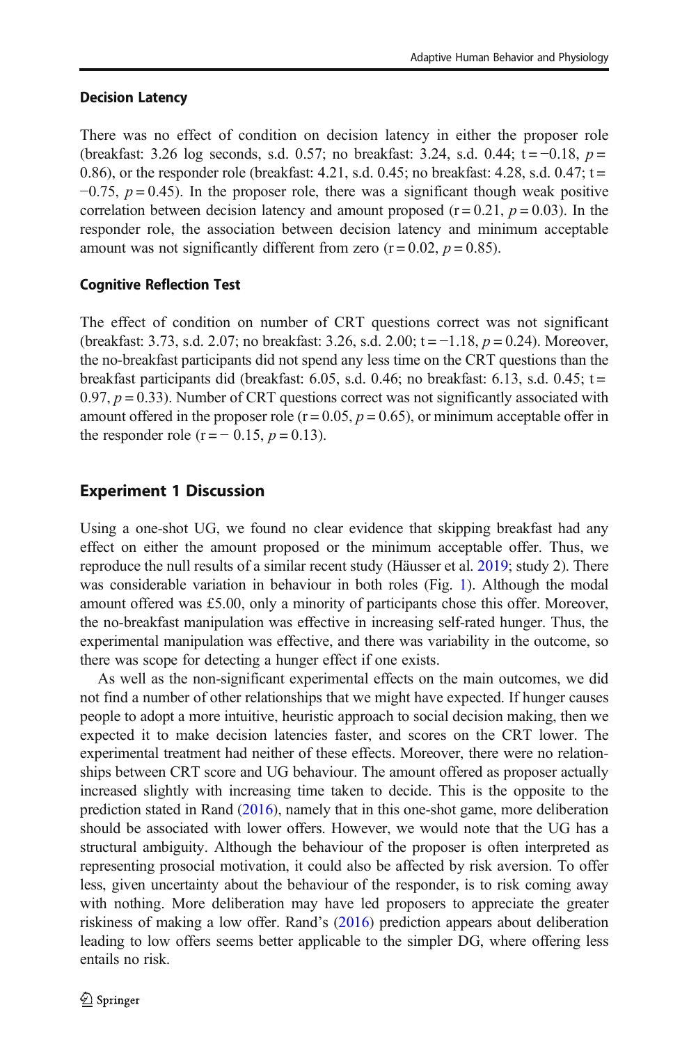### Decision Latency

There was no effect of condition on decision latency in either the proposer role (breakfast: 3.26 log seconds, s.d. 0.57; no breakfast: 3.24, s.d. 0.44; $t = -0.18$, $p = 0.86$), or the responder role (breakfast: 4.21, s.d. 0.45; no breakfast: 4.28, s.d. 0.47; $t = -0.75$, $p = 0.45$). In the proposer role, there was a significant though weak positive correlation between decision latency and amount proposed ($r = 0.21$, $p = 0.03$). In the responder role, the association between decision latency and minimum acceptable amount was not significantly different from zero ($r = 0.02$, $p = 0.85$).

### Cognitive Reflection Test

The effect of condition on number of CRT questions correct was not significant (breakfast: 3.73, s.d. 2.07; no breakfast: 3.26, s.d. 2.00; $t = -1.18$, $p = 0.24$). Moreover, the no-breakfast participants did not spend any less time on the CRT questions than the breakfast participants did (breakfast: 6.05, s.d. 0.46; no breakfast: 6.13, s.d. 0.45; $t = 0.97$, $p = 0.33$). Number of CRT questions correct was not significantly associated with amount offered in the proposer role ($r = 0.05$, $p = 0.65$), or minimum acceptable offer in the responder role ($r = -0.15$, $p = 0.13$).

## Experiment 1 Discussion

Using a one-shot UG, we found no clear evidence that skipping breakfast had any effect on either the amount proposed or the minimum acceptable offer. Thus, we reproduce the null results of a similar recent study (Häusser et al. 2019; study 2). There was considerable variation in behaviour in both roles (Fig. 1). Although the modal amount offered was £5.00, only a minority of participants chose this offer. Moreover, the no-breakfast manipulation was effective in increasing self-rated hunger. Thus, the experimental manipulation was effective, and there was variability in the outcome, so there was scope for detecting a hunger effect if one exists.

As well as the non-significant experimental effects on the main outcomes, we did not find a number of other relationships that we might have expected. If hunger causes people to adopt a more intuitive, heuristic approach to social decision making, then we expected it to make decision latencies faster, and scores on the CRT lower. The experimental treatment had neither of these effects. Moreover, there were no relationships between CRT score and UG behaviour. The amount offered as proposer actually increased slightly with increasing time taken to decide. This is the opposite to the prediction stated in Rand (2016), namely that in this one-shot game, more deliberation should be associated with lower offers. However, we would note that the UG has a structural ambiguity. Although the behaviour of the proposer is often interpreted as representing prosocial motivation, it could also be affected by risk aversion. To offer less, given uncertainty about the behaviour of the responder, is to risk coming away with nothing. More deliberation may have led proposers to appreciate the greater riskiness of making a low offer. Rand's (2016) prediction appears about deliberation leading to low offers seems better applicable to the simpler DG, where offering less entails no risk.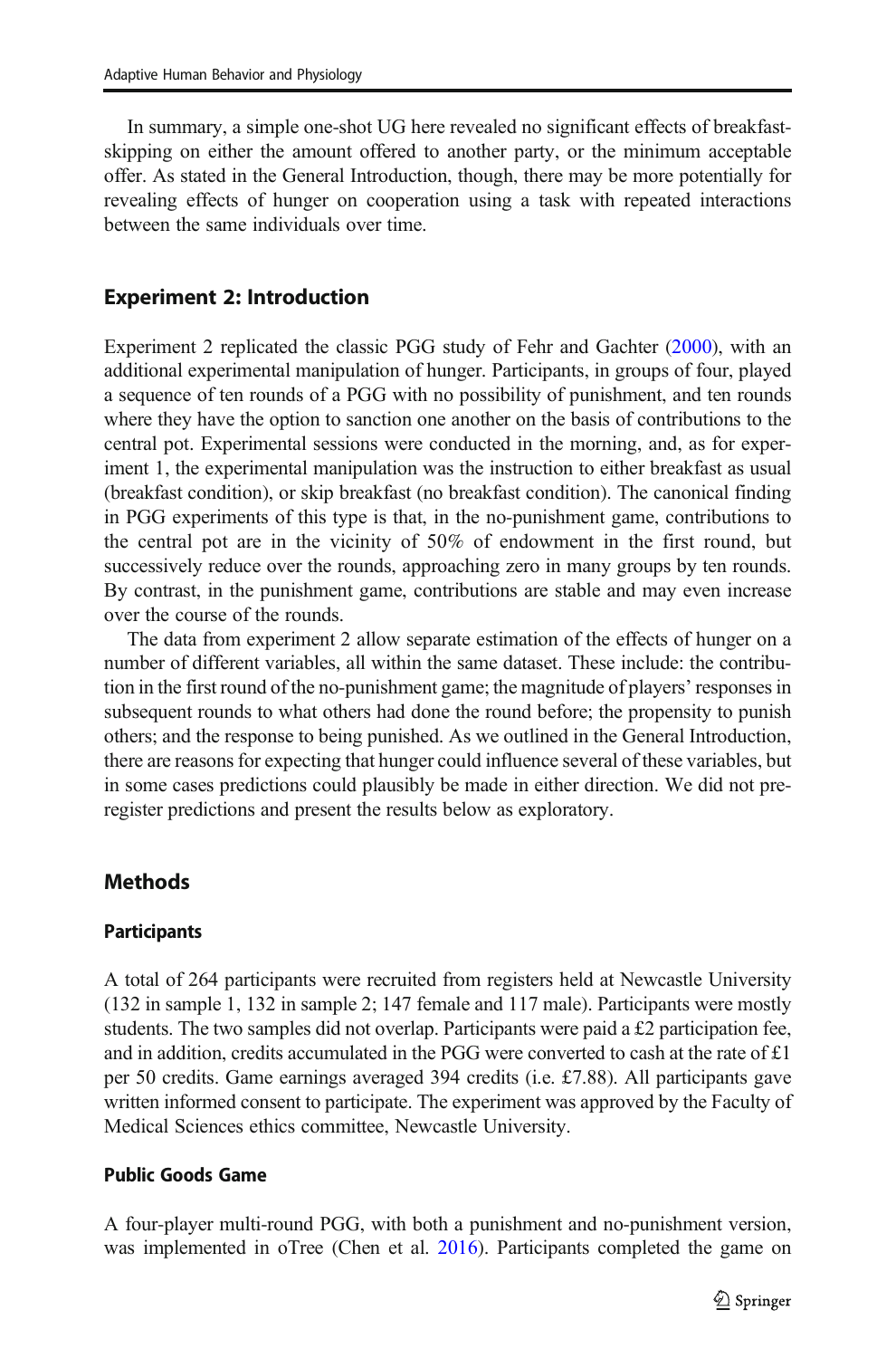In summary, a simple one-shot UG here revealed no significant effects of breakfast-skipping on either the amount offered to another party, or the minimum acceptable offer. As stated in the General Introduction, though, there may be more potentially for revealing effects of hunger on cooperation using a task with repeated interactions between the same individuals over time.

## Experiment 2: Introduction

Experiment 2 replicated the classic PGG study of Fehr and Gachter (2000), with an additional experimental manipulation of hunger. Participants, in groups of four, played a sequence of ten rounds of a PGG with no possibility of punishment, and ten rounds where they have the option to sanction one another on the basis of contributions to the central pot. Experimental sessions were conducted in the morning, and, as for experiment 1, the experimental manipulation was the instruction to either breakfast as usual (breakfast condition), or skip breakfast (no breakfast condition). The canonical finding in PGG experiments of this type is that, in the no-punishment game, contributions to the central pot are in the vicinity of 50% of endowment in the first round, but successively reduce over the rounds, approaching zero in many groups by ten rounds. By contrast, in the punishment game, contributions are stable and may even increase over the course of the rounds.

The data from experiment 2 allow separate estimation of the effects of hunger on a number of different variables, all within the same dataset. These include: the contribution in the first round of the no-punishment game; the magnitude of players' responses in subsequent rounds to what others had done the round before; the propensity to punish others; and the response to being punished. As we outlined in the General Introduction, there are reasons for expecting that hunger could influence several of these variables, but in some cases predictions could plausibly be made in either direction. We did not pre-register predictions and present the results below as exploratory.

## Methods

### Participants

A total of 264 participants were recruited from registers held at Newcastle University (132 in sample 1, 132 in sample 2; 147 female and 117 male). Participants were mostly students. The two samples did not overlap. Participants were paid a £2 participation fee, and in addition, credits accumulated in the PGG were converted to cash at the rate of £1 per 50 credits. Game earnings averaged 394 credits (i.e. £7.88). All participants gave written informed consent to participate. The experiment was approved by the Faculty of Medical Sciences ethics committee, Newcastle University.

### Public Goods Game

A four-player multi-round PGG, with both a punishment and no-punishment version, was implemented in oTree (Chen et al. 2016). Participants completed the game on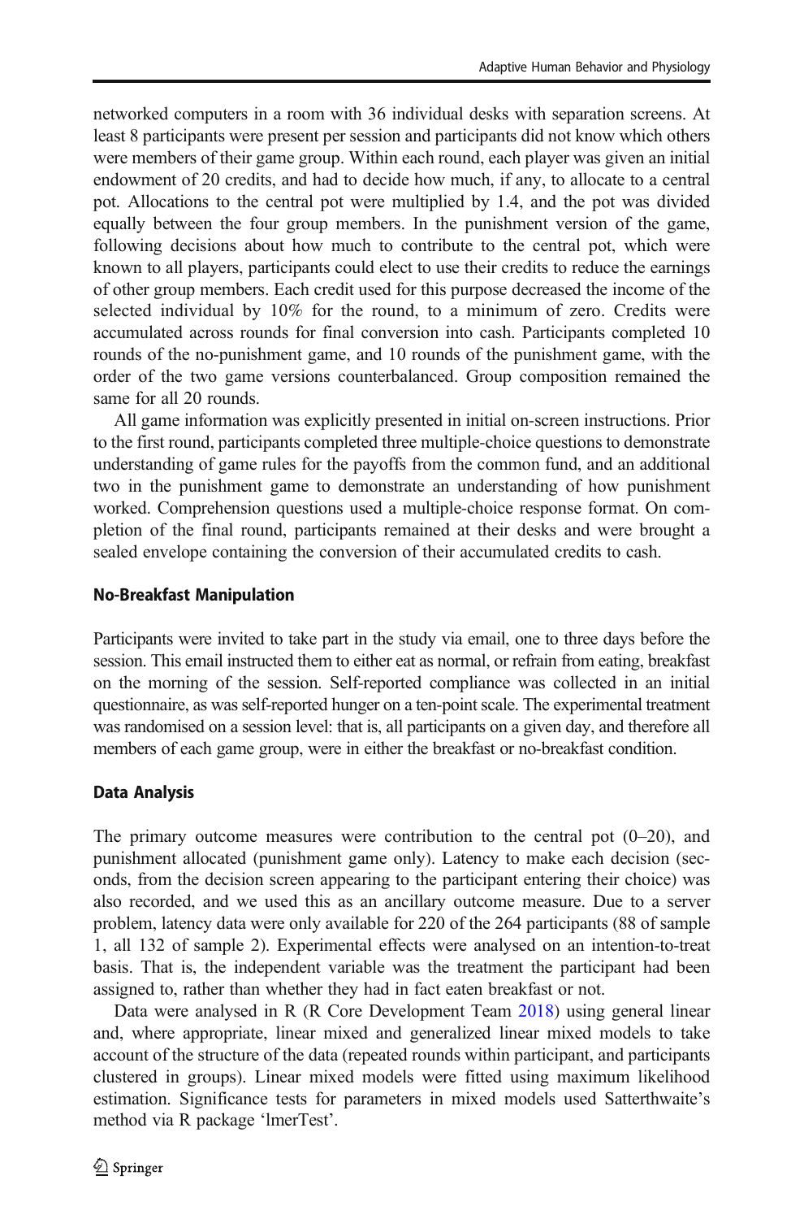networked computers in a room with 36 individual desks with separation screens. At least 8 participants were present per session and participants did not know which others were members of their game group. Within each round, each player was given an initial endowment of 20 credits, and had to decide how much, if any, to allocate to a central pot. Allocations to the central pot were multiplied by 1.4, and the pot was divided equally between the four group members. In the punishment version of the game, following decisions about how much to contribute to the central pot, which were known to all players, participants could elect to use their credits to reduce the earnings of other group members. Each credit used for this purpose decreased the income of the selected individual by 10% for the round, to a minimum of zero. Credits were accumulated across rounds for final conversion into cash. Participants completed 10 rounds of the no-punishment game, and 10 rounds of the punishment game, with the order of the two game versions counterbalanced. Group composition remained the same for all 20 rounds.

All game information was explicitly presented in initial on-screen instructions. Prior to the first round, participants completed three multiple-choice questions to demonstrate understanding of game rules for the payoffs from the common fund, and an additional two in the punishment game to demonstrate an understanding of how punishment worked. Comprehension questions used a multiple-choice response format. On completion of the final round, participants remained at their desks and were brought a sealed envelope containing the conversion of their accumulated credits to cash.

### No-Breakfast Manipulation

Participants were invited to take part in the study via email, one to three days before the session. This email instructed them to either eat as normal, or refrain from eating, breakfast on the morning of the session. Self-reported compliance was collected in an initial questionnaire, as was self-reported hunger on a ten-point scale. The experimental treatment was randomised on a session level: that is, all participants on a given day, and therefore all members of each game group, were in either the breakfast or no-breakfast condition.

### Data Analysis

The primary outcome measures were contribution to the central pot (0–20), and punishment allocated (punishment game only). Latency to make each decision (seconds, from the decision screen appearing to the participant entering their choice) was also recorded, and we used this as an ancillary outcome measure. Due to a server problem, latency data were only available for 220 of the 264 participants (88 of sample 1, all 132 of sample 2). Experimental effects were analysed on an intention-to-treat basis. That is, the independent variable was the treatment the participant had been assigned to, rather than whether they had in fact eaten breakfast or not.

Data were analysed in R (R Core Development Team 2018) using general linear and, where appropriate, linear mixed and generalized linear mixed models to take account of the structure of the data (repeated rounds within participant, and participants clustered in groups). Linear mixed models were fitted using maximum likelihood estimation. Significance tests for parameters in mixed models used Satterthwaite's method via R package 'lmerTest'.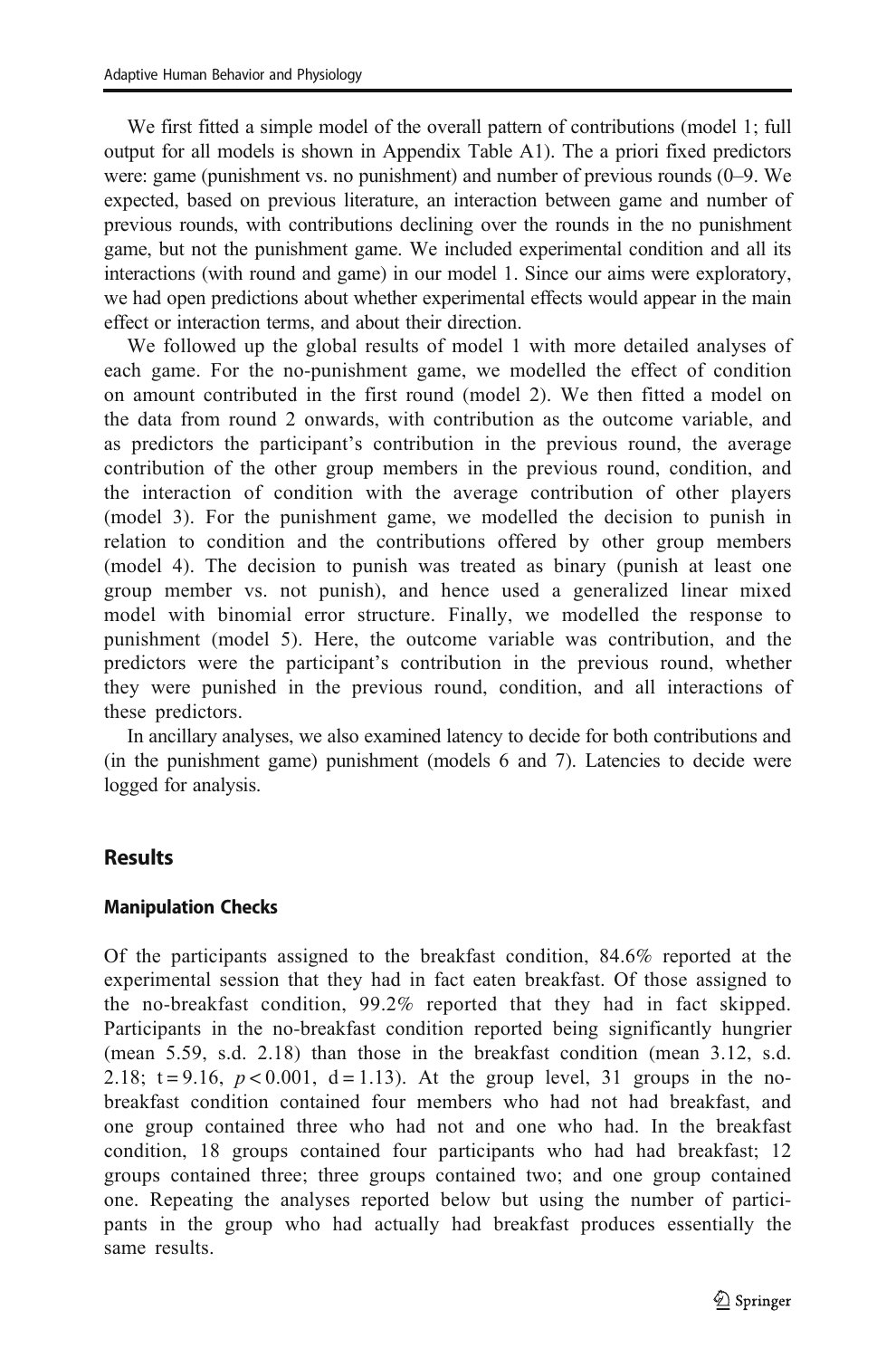We first fitted a simple model of the overall pattern of contributions (model 1; full output for all models is shown in Appendix Table A1). The a priori fixed predictors were: game (punishment vs. no punishment) and number of previous rounds (0–9. We expected, based on previous literature, an interaction between game and number of previous rounds, with contributions declining over the rounds in the no punishment game, but not the punishment game. We included experimental condition and all its interactions (with round and game) in our model 1. Since our aims were exploratory, we had open predictions about whether experimental effects would appear in the main effect or interaction terms, and about their direction.

We followed up the global results of model 1 with more detailed analyses of each game. For the no-punishment game, we modelled the effect of condition on amount contributed in the first round (model 2). We then fitted a model on the data from round 2 onwards, with contribution as the outcome variable, and as predictors the participant's contribution in the previous round, the average contribution of the other group members in the previous round, condition, and the interaction of condition with the average contribution of other players (model 3). For the punishment game, we modelled the decision to punish in relation to condition and the contributions offered by other group members (model 4). The decision to punish was treated as binary (punish at least one group member vs. not punish), and hence used a generalized linear mixed model with binomial error structure. Finally, we modelled the response to punishment (model 5). Here, the outcome variable was contribution, and the predictors were the participant's contribution in the previous round, whether they were punished in the previous round, condition, and all interactions of these predictors.

In ancillary analyses, we also examined latency to decide for both contributions and (in the punishment game) punishment (models 6 and 7). Latencies to decide were logged for analysis.

## Results

### Manipulation Checks

Of the participants assigned to the breakfast condition, 84.6% reported at the experimental session that they had in fact eaten breakfast. Of those assigned to the no-breakfast condition, 99.2% reported that they had in fact skipped. Participants in the no-breakfast condition reported being significantly hungrier (mean 5.59, s.d. 2.18) than those in the breakfast condition (mean 3.12, s.d. 2.18; $t = 9.16$, $p < 0.001$, $d = 1.13$). At the group level, 31 groups in the no-breakfast condition contained four members who had not had breakfast, and one group contained three who had not and one who had. In the breakfast condition, 18 groups contained four participants who had had breakfast; 12 groups contained three; three groups contained two; and one group contained one. Repeating the analyses reported below but using the number of participants in the group who had actually had breakfast produces essentially the same results.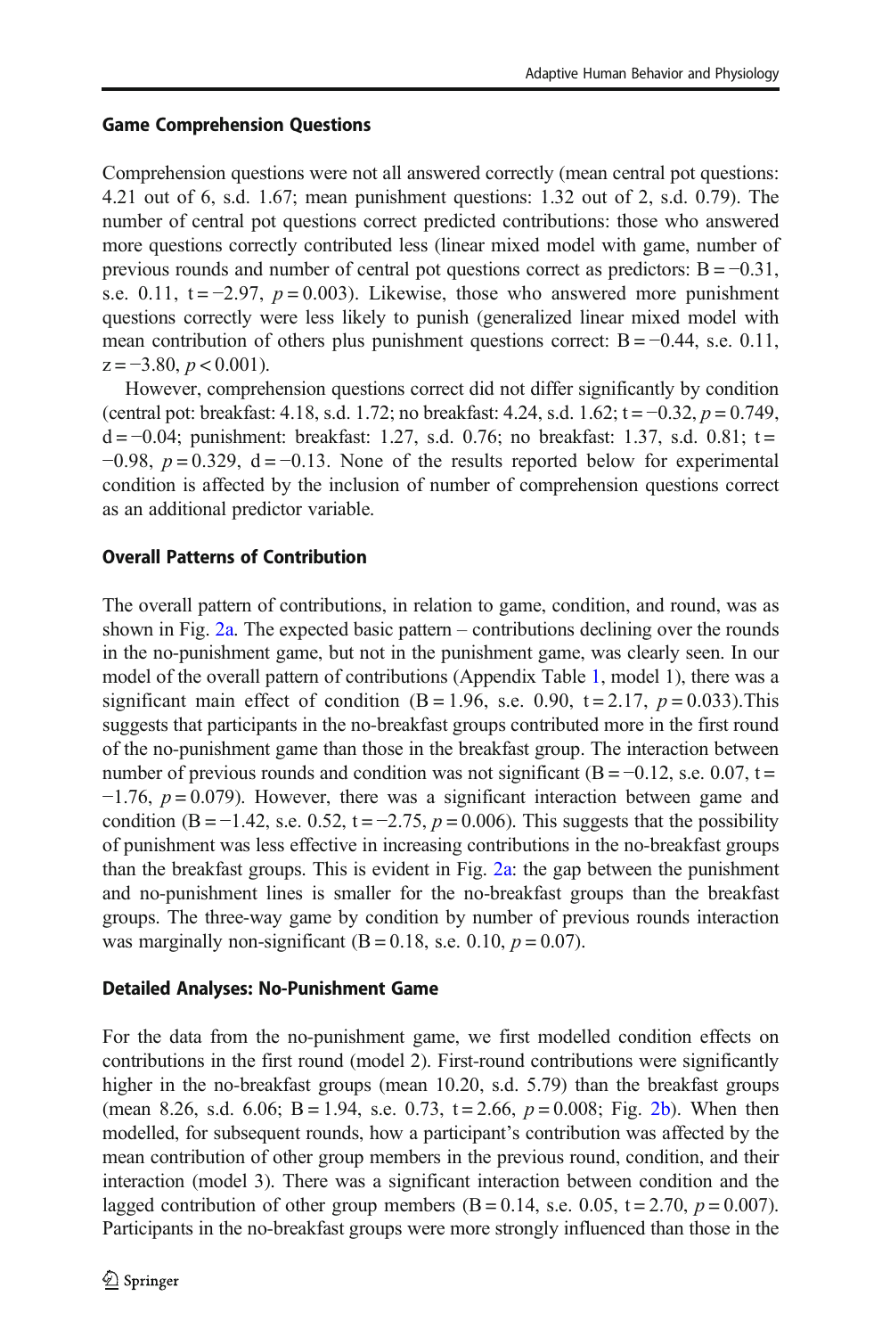### Game Comprehension Questions

Comprehension questions were not all answered correctly (mean central pot questions: 4.21 out of 6, s.d. 1.67; mean punishment questions: 1.32 out of 2, s.d. 0.79). The number of central pot questions correct predicted contributions: those who answered more questions correctly contributed less (linear mixed model with game, number of previous rounds and number of central pot questions correct as predictors: $B = -0.31$, s.e. 0.11, $t = -2.97$, $p = 0.003$). Likewise, those who answered more punishment questions correctly were less likely to punish (generalized linear mixed model with mean contribution of others plus punishment questions correct: $B = -0.44$, s.e. 0.11, $z = -3.80$, $p < 0.001$).

However, comprehension questions correct did not differ significantly by condition (central pot: breakfast: 4.18, s.d. 1.72; no breakfast: 4.24, s.d. 1.62; $t = -0.32$, $p = 0.749$, $d = -0.04$; punishment: breakfast: 1.27, s.d. 0.76; no breakfast: 1.37, s.d. 0.81; $t = -0.98$, $p = 0.329$, $d = -0.13$. None of the results reported below for experimental condition is affected by the inclusion of number of comprehension questions correct as an additional predictor variable.

### Overall Patterns of Contribution

The overall pattern of contributions, in relation to game, condition, and round, was as shown in Fig. 2a. The expected basic pattern – contributions declining over the rounds in the no-punishment game, but not in the punishment game, was clearly seen. In our model of the overall pattern of contributions (Appendix Table 1, model 1), there was a significant main effect of condition ($B = 1.96$, s.e. 0.90, $t = 2.17$, $p = 0.033$).This suggests that participants in the no-breakfast groups contributed more in the first round of the no-punishment game than those in the breakfast group. The interaction between number of previous rounds and condition was not significant ($B = -0.12$, s.e. 0.07, $t = -1.76$, $p = 0.079$). However, there was a significant interaction between game and condition ($B = -1.42$, s.e. 0.52, $t = -2.75$, $p = 0.006$). This suggests that the possibility of punishment was less effective in increasing contributions in the no-breakfast groups than the breakfast groups. This is evident in Fig. 2a: the gap between the punishment and no-punishment lines is smaller for the no-breakfast groups than the breakfast groups. The three-way game by condition by number of previous rounds interaction was marginally non-significant ($B = 0.18$, s.e. 0.10, $p = 0.07$).

### Detailed Analyses: No-Punishment Game

For the data from the no-punishment game, we first modelled condition effects on contributions in the first round (model 2). First-round contributions were significantly higher in the no-breakfast groups (mean 10.20, s.d. 5.79) than the breakfast groups (mean 8.26, s.d. 6.06; $B = 1.94$, s.e. 0.73, $t = 2.66$, $p = 0.008$; Fig. 2b). When then modelled, for subsequent rounds, how a participant's contribution was affected by the mean contribution of other group members in the previous round, condition, and their interaction (model 3). There was a significant interaction between condition and the lagged contribution of other group members ($B = 0.14$, s.e. 0.05, $t = 2.70$, $p = 0.007$). Participants in the no-breakfast groups were more strongly influenced than those in the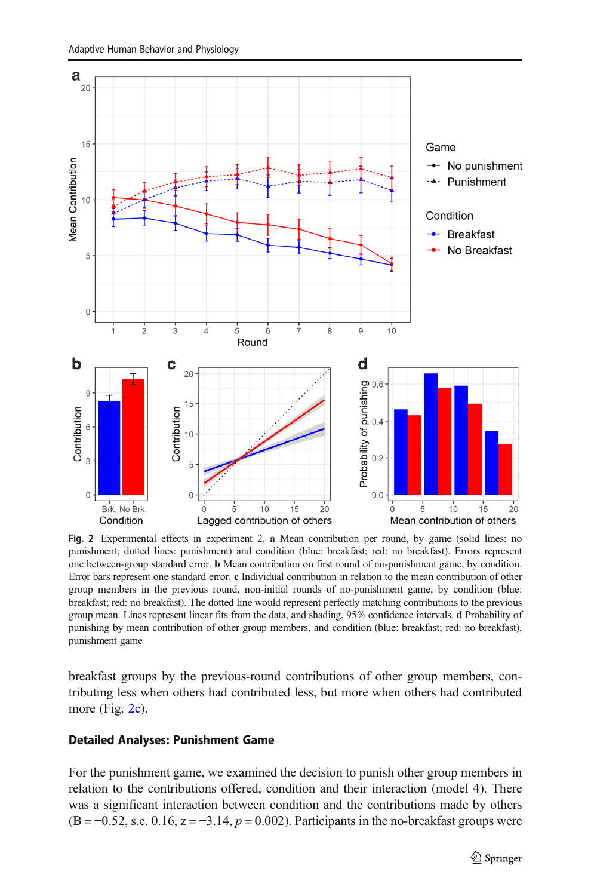a

20

15

10

5

0

Mean Contribution

1 2 3 4 5 6 7 8 9 10

Round

Game

No punishment

Punishment

Condition

Breakfast

No Breakfast

b

Contribution

0 3 6 9

Brk. No Brk.

Condition

c

Contribution

0 5 10 15 20

0 5 10 15 20

Lagged contribution of others

d

Probability of punishing

0.0 0.2 0.4 0.6

0 5 10 15 20

Mean contribution of others

**Fig. 2** Experimental effects in experiment 2. **a** Mean contribution per round, by game (solid lines: no punishment; dotted lines: punishment) and condition (blue: breakfast; red: no breakfast). Errors represent one between-group standard error. **b** Mean contribution on first round of no-punishment game, by condition. Error bars represent one standard error. **c** Individual contribution in relation to the mean contribution of other group members in the previous round, non-initial rounds of no-punishment game, by condition (blue: breakfast; red: no breakfast). The dotted line would represent perfectly matching contributions to the previous group mean. Lines represent linear fits from the data, and shading, 95% confidence intervals. **d** Probability of punishing by mean contribution of other group members, and condition (blue: breakfast; red: no breakfast), punishment game

breakfast groups by the previous-round contributions of other group members, contributing less when others had contributed less, but more when others had contributed more (Fig. 2c).

### Detailed Analyses: Punishment Game

For the punishment game, we examined the decision to punish other group members in relation to the contributions offered, condition and their interaction (model 4). There was a significant interaction between condition and the contributions made by others ($B = -0.52$, s.e. 0.16, $z = -3.14$, $p = 0.002$). Participants in the no-breakfast groups were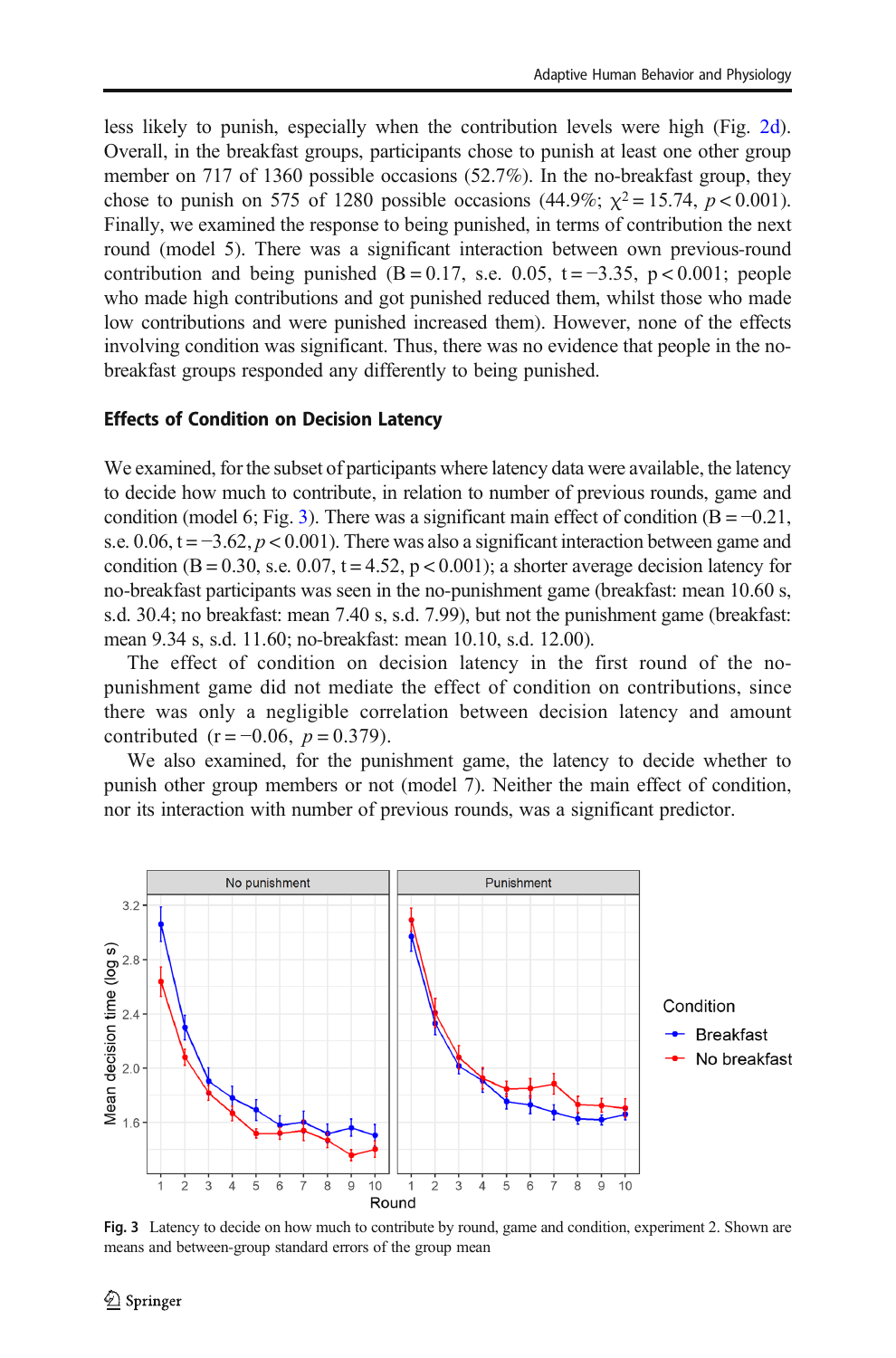less likely to punish, especially when the contribution levels were high (Fig. 2d). Overall, in the breakfast groups, participants chose to punish at least one other group member on 717 of 1360 possible occasions (52.7%). In the no-breakfast group, they chose to punish on 575 of 1280 possible occasions (44.9%; $\chi^2 = 15.74$, $p < 0.001$). Finally, we examined the response to being punished, in terms of contribution the next round (model 5). There was a significant interaction between own previous-round contribution and being punished (B = 0.17, s.e. 0.05, t = −3.35, p < 0.001; people who made high contributions and got punished reduced them, whilst those who made low contributions and were punished increased them). However, none of the effects involving condition was significant. Thus, there was no evidence that people in the no-breakfast groups responded any differently to being punished.

### Effects of Condition on Decision Latency

We examined, for the subset of participants where latency data were available, the latency to decide how much to contribute, in relation to number of previous rounds, game and condition (model 6; Fig. 3). There was a significant main effect of condition (B = −0.21, s.e. 0.06, t = −3.62, $p < 0.001$). There was also a significant interaction between game and condition (B = 0.30, s.e. 0.07, t = 4.52, p < 0.001); a shorter average decision latency for no-breakfast participants was seen in the no-punishment game (breakfast: mean 10.60 s, s.d. 30.4; no breakfast: mean 7.40 s, s.d. 7.99), but not the punishment game (breakfast: mean 9.34 s, s.d. 11.60; no-breakfast: mean 10.10, s.d. 12.00).

The effect of condition on decision latency in the first round of the no-punishment game did not mediate the effect of condition on contributions, since there was only a negligible correlation between decision latency and amount contributed (r = −0.06, $p = 0.379$).

We also examined, for the punishment game, the latency to decide whether to punish other group members or not (model 7). Neither the main effect of condition, nor its interaction with number of previous rounds, was a significant predictor.

No punishment
Punishment
Mean decision time (log s)
3.2
2.8
2.4
2.0
1.6
1 2 3 4 5 6 7 8 9 10
Round
Condition
Breakfast
No breakfast

**Fig. 3** Latency to decide on how much to contribute by round, game and condition, experiment 2. Shown are means and between-group standard errors of the group mean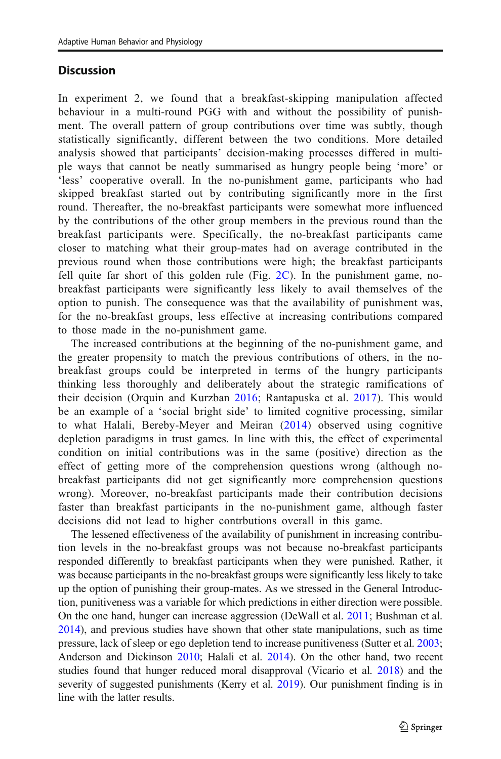## Discussion

In experiment 2, we found that a breakfast-skipping manipulation affected behaviour in a multi-round PGG with and without the possibility of punishment. The overall pattern of group contributions over time was subtly, though statistically significantly, different between the two conditions. More detailed analysis showed that participants' decision-making processes differed in multiple ways that cannot be neatly summarised as hungry people being 'more' or 'less' cooperative overall. In the no-punishment game, participants who had skipped breakfast started out by contributing significantly more in the first round. Thereafter, the no-breakfast participants were somewhat more influenced by the contributions of the other group members in the previous round than the breakfast participants were. Specifically, the no-breakfast participants came closer to matching what their group-mates had on average contributed in the previous round when those contributions were high; the breakfast participants fell quite far short of this golden rule (Fig. 2C). In the punishment game, no-breakfast participants were significantly less likely to avail themselves of the option to punish. The consequence was that the availability of punishment was, for the no-breakfast groups, less effective at increasing contributions compared to those made in the no-punishment game.

The increased contributions at the beginning of the no-punishment game, and the greater propensity to match the previous contributions of others, in the no-breakfast groups could be interpreted in terms of the hungry participants thinking less thoroughly and deliberately about the strategic ramifications of their decision (Orquin and Kurzban 2016; Rantapuska et al. 2017). This would be an example of a 'social bright side' to limited cognitive processing, similar to what Halali, Bereby-Meyer and Meiran (2014) observed using cognitive depletion paradigms in trust games. In line with this, the effect of experimental condition on initial contributions was in the same (positive) direction as the effect of getting more of the comprehension questions wrong (although no-breakfast participants did not get significantly more comprehension questions wrong). Moreover, no-breakfast participants made their contribution decisions faster than breakfast participants in the no-punishment game, although faster decisions did not lead to higher contrbutions overall in this game.

The lessened effectiveness of the availability of punishment in increasing contribution levels in the no-breakfast groups was not because no-breakfast participants responded differently to breakfast participants when they were punished. Rather, it was because participants in the no-breakfast groups were significantly less likely to take up the option of punishing their group-mates. As we stressed in the General Introduction, punitiveness was a variable for which predictions in either direction were possible. On the one hand, hunger can increase aggression (DeWall et al. 2011; Bushman et al. 2014), and previous studies have shown that other state manipulations, such as time pressure, lack of sleep or ego depletion tend to increase punitiveness (Sutter et al. 2003; Anderson and Dickinson 2010; Halali et al. 2014). On the other hand, two recent studies found that hunger reduced moral disapproval (Vicario et al. 2018) and the severity of suggested punishments (Kerry et al. 2019). Our punishment finding is in line with the latter results.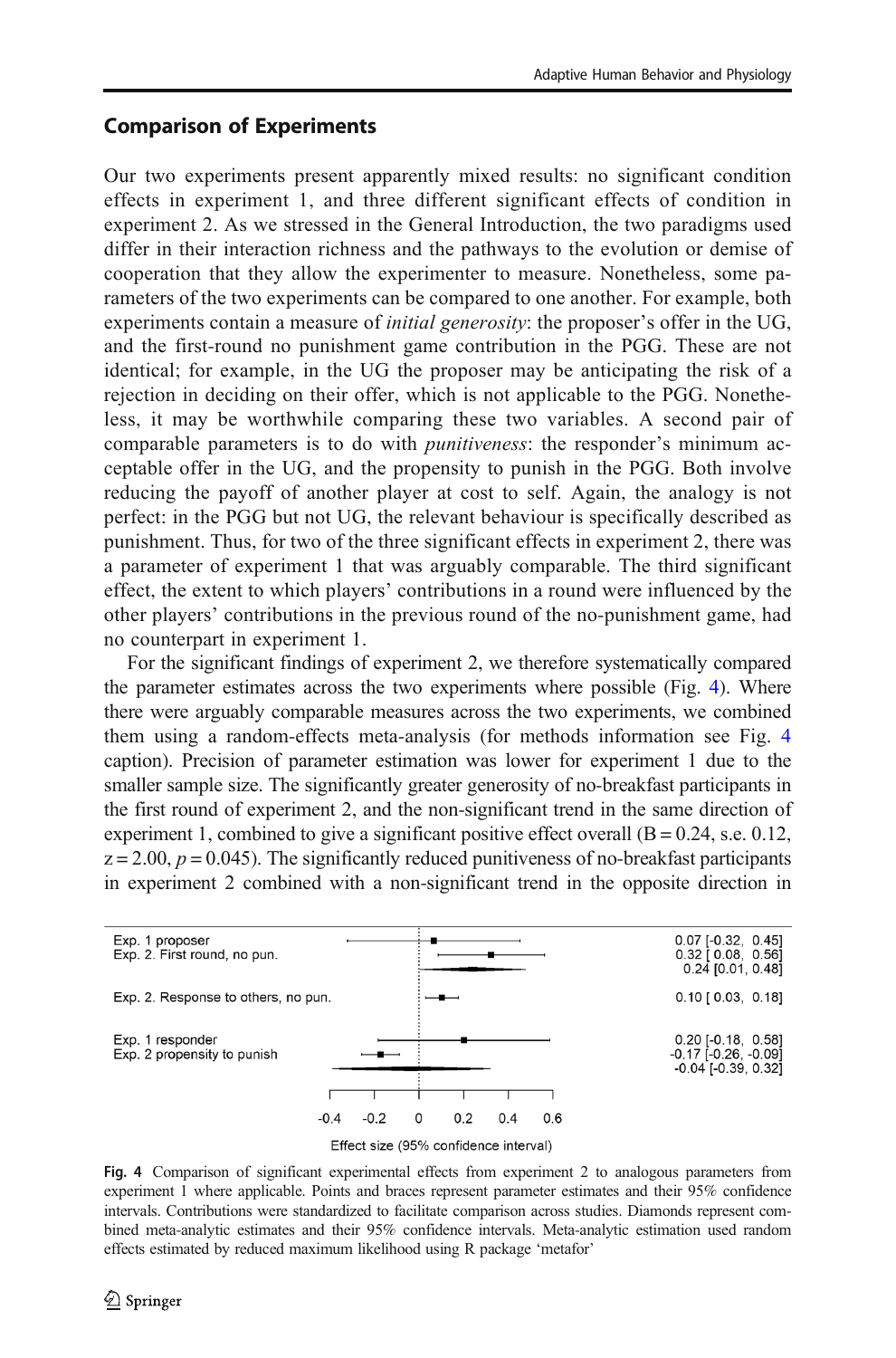## Comparison of Experiments

Our two experiments present apparently mixed results: no significant condition effects in experiment 1, and three different significant effects of condition in experiment 2. As we stressed in the General Introduction, the two paradigms used differ in their interaction richness and the pathways to the evolution or demise of cooperation that they allow the experimenter to measure. Nonetheless, some parameters of the two experiments can be compared to one another. For example, both experiments contain a measure of *initial generosity*: the proposer's offer in the UG, and the first-round no punishment game contribution in the PGG. These are not identical; for example, in the UG the proposer may be anticipating the risk of a rejection in deciding on their offer, which is not applicable to the PGG. Nonetheless, it may be worthwhile comparing these two variables. A second pair of comparable parameters is to do with *punitiveness*: the responder's minimum acceptable offer in the UG, and the propensity to punish in the PGG. Both involve reducing the payoff of another player at cost to self. Again, the analogy is not perfect: in the PGG but not UG, the relevant behaviour is specifically described as punishment. Thus, for two of the three significant effects in experiment 2, there was a parameter of experiment 1 that was arguably comparable. The third significant effect, the extent to which players' contributions in a round were influenced by the other players' contributions in the previous round of the no-punishment game, had no counterpart in experiment 1.

For the significant findings of experiment 2, we therefore systematically compared the parameter estimates across the two experiments where possible (Fig. 4). Where there were arguably comparable measures across the two experiments, we combined them using a random-effects meta-analysis (for methods information see Fig. 4 caption). Precision of parameter estimation was lower for experiment 1 due to the smaller sample size. The significantly greater generosity of no-breakfast participants in the first round of experiment 2, and the non-significant trend in the same direction of experiment 1, combined to give a significant positive effect overall ($B = 0.24$, s.e. 0.12, $z = 2.00$, $p = 0.045$). The significantly reduced punitiveness of no-breakfast participants in experiment 2 combined with a non-significant trend in the opposite direction in

Exp. 1 proposer 0.07 [-0.32, 0.45]
Exp. 2. First round, no pun. 0.32 [ 0.08, 0.56]
0.24 [0.01, 0.48]

Exp. 2. Response to others, no pun. 0.10 [ 0.03, 0.18]

Exp. 1 responder 0.20 [-0.18, 0.58]
Exp. 2 propensity to punish -0.17 [-0.26, -0.09]
-0.04 [-0.39, 0.32]

-0.4 -0.2 0 0.2 0.4 0.6
Effect size (95% confidence interval)

**Fig. 4** Comparison of significant experimental effects from experiment 2 to analogous parameters from experiment 1 where applicable. Points and braces represent parameter estimates and their 95% confidence intervals. Contributions were standardized to facilitate comparison across studies. Diamonds represent combined meta-analytic estimates and their 95% confidence intervals. Meta-analytic estimation used random effects estimated by reduced maximum likelihood using R package 'metafor'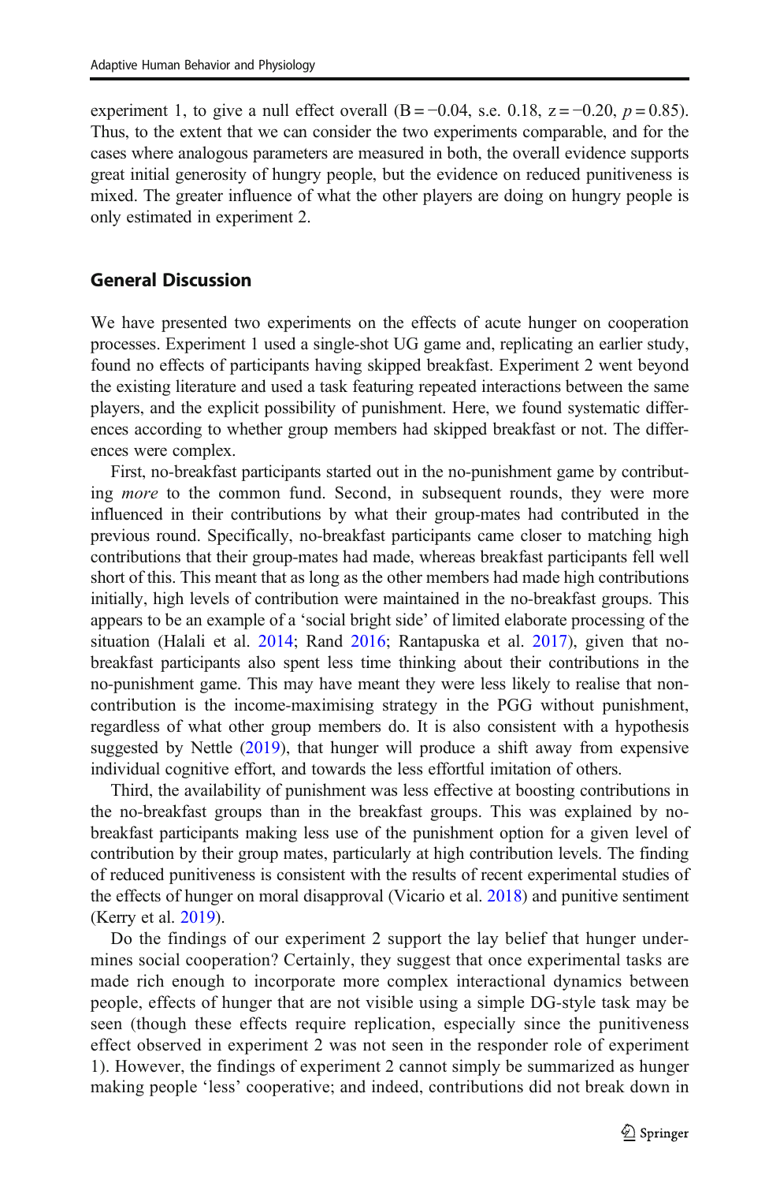experiment 1, to give a null effect overall ($B = -0.04$, s.e. 0.18, $z = -0.20$, $p = 0.85$). Thus, to the extent that we can consider the two experiments comparable, and for the cases where analogous parameters are measured in both, the overall evidence supports great initial generosity of hungry people, but the evidence on reduced punitiveness is mixed. The greater influence of what the other players are doing on hungry people is only estimated in experiment 2.

## General Discussion

We have presented two experiments on the effects of acute hunger on cooperation processes. Experiment 1 used a single-shot UG game and, replicating an earlier study, found no effects of participants having skipped breakfast. Experiment 2 went beyond the existing literature and used a task featuring repeated interactions between the same players, and the explicit possibility of punishment. Here, we found systematic differences according to whether group members had skipped breakfast or not. The differences were complex.

First, no-breakfast participants started out in the no-punishment game by contributing *more* to the common fund. Second, in subsequent rounds, they were more influenced in their contributions by what their group-mates had contributed in the previous round. Specifically, no-breakfast participants came closer to matching high contributions that their group-mates had made, whereas breakfast participants fell well short of this. This meant that as long as the other members had made high contributions initially, high levels of contribution were maintained in the no-breakfast groups. This appears to be an example of a 'social bright side' of limited elaborate processing of the situation (Halali et al. 2014; Rand 2016; Rantapuska et al. 2017), given that no-breakfast participants also spent less time thinking about their contributions in the no-punishment game. This may have meant they were less likely to realise that non-contribution is the income-maximising strategy in the PGG without punishment, regardless of what other group members do. It is also consistent with a hypothesis suggested by Nettle (2019), that hunger will produce a shift away from expensive individual cognitive effort, and towards the less effortful imitation of others.

Third, the availability of punishment was less effective at boosting contributions in the no-breakfast groups than in the breakfast groups. This was explained by no-breakfast participants making less use of the punishment option for a given level of contribution by their group mates, particularly at high contribution levels. The finding of reduced punitiveness is consistent with the results of recent experimental studies of the effects of hunger on moral disapproval (Vicario et al. 2018) and punitive sentiment (Kerry et al. 2019).

Do the findings of our experiment 2 support the lay belief that hunger undermines social cooperation? Certainly, they suggest that once experimental tasks are made rich enough to incorporate more complex interactional dynamics between people, effects of hunger that are not visible using a simple DG-style task may be seen (though these effects require replication, especially since the punitiveness effect observed in experiment 2 was not seen in the responder role of experiment 1). However, the findings of experiment 2 cannot simply be summarized as hunger making people 'less' cooperative; and indeed, contributions did not break down in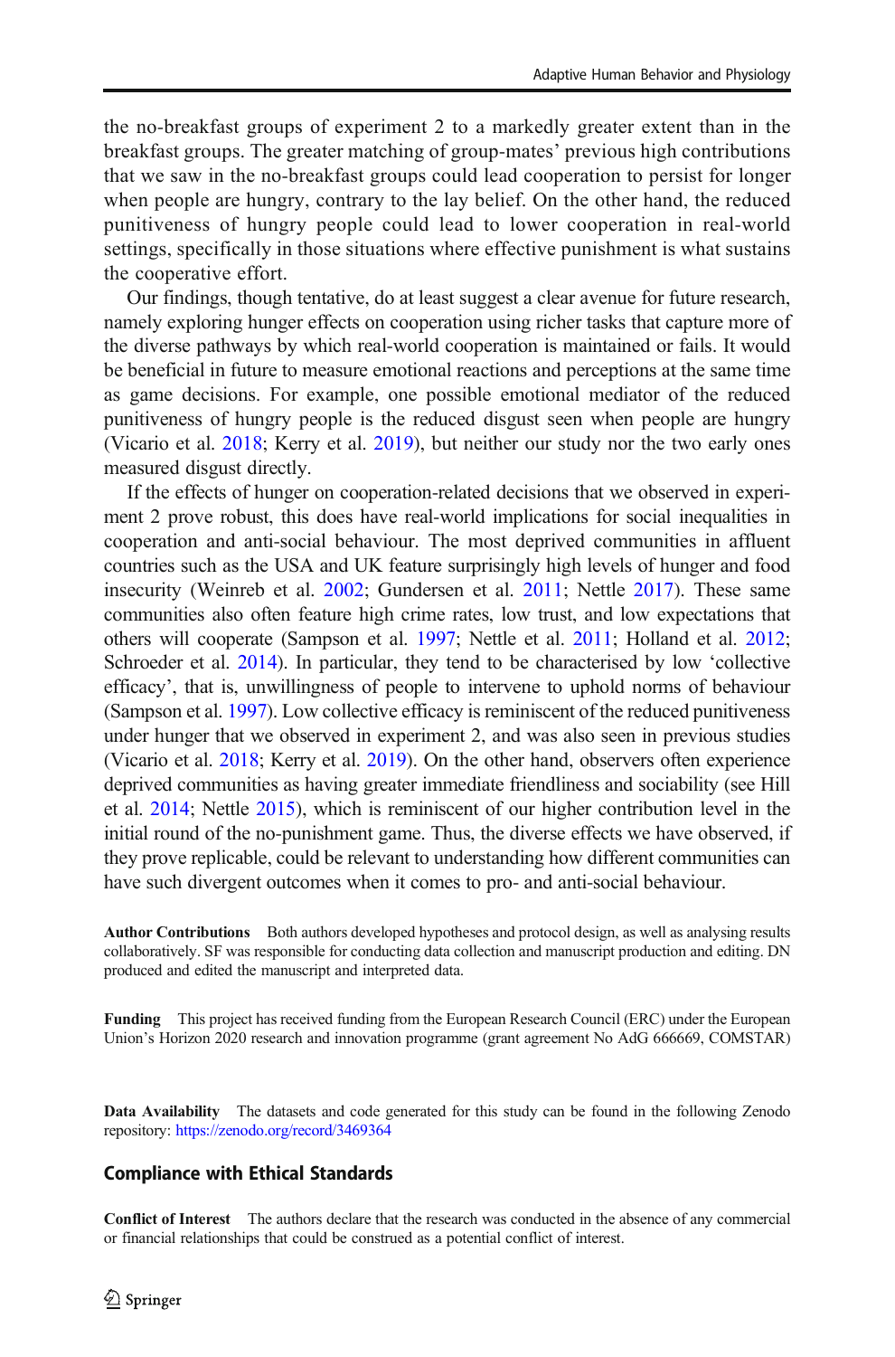the no-breakfast groups of experiment 2 to a markedly greater extent than in the breakfast groups. The greater matching of group-mates' previous high contributions that we saw in the no-breakfast groups could lead cooperation to persist for longer when people are hungry, contrary to the lay belief. On the other hand, the reduced punitiveness of hungry people could lead to lower cooperation in real-world settings, specifically in those situations where effective punishment is what sustains the cooperative effort.

Our findings, though tentative, do at least suggest a clear avenue for future research, namely exploring hunger effects on cooperation using richer tasks that capture more of the diverse pathways by which real-world cooperation is maintained or fails. It would be beneficial in future to measure emotional reactions and perceptions at the same time as game decisions. For example, one possible emotional mediator of the reduced punitiveness of hungry people is the reduced disgust seen when people are hungry (Vicario et al. 2018; Kerry et al. 2019), but neither our study nor the two early ones measured disgust directly.

If the effects of hunger on cooperation-related decisions that we observed in experiment 2 prove robust, this does have real-world implications for social inequalities in cooperation and anti-social behaviour. The most deprived communities in affluent countries such as the USA and UK feature surprisingly high levels of hunger and food insecurity (Weinreb et al. 2002; Gundersen et al. 2011; Nettle 2017). These same communities also often feature high crime rates, low trust, and low expectations that others will cooperate (Sampson et al. 1997; Nettle et al. 2011; Holland et al. 2012; Schroeder et al. 2014). In particular, they tend to be characterised by low 'collective efficacy', that is, unwillingness of people to intervene to uphold norms of behaviour (Sampson et al. 1997). Low collective efficacy is reminiscent of the reduced punitiveness under hunger that we observed in experiment 2, and was also seen in previous studies (Vicario et al. 2018; Kerry et al. 2019). On the other hand, observers often experience deprived communities as having greater immediate friendliness and sociability (see Hill et al. 2014; Nettle 2015), which is reminiscent of our higher contribution level in the initial round of the no-punishment game. Thus, the diverse effects we have observed, if they prove replicable, could be relevant to understanding how different communities can have such divergent outcomes when it comes to pro- and anti-social behaviour.

**Author Contributions** Both authors developed hypotheses and protocol design, as well as analysing results collaboratively. SF was responsible for conducting data collection and manuscript production and editing. DN produced and edited the manuscript and interpreted data.

**Funding** This project has received funding from the European Research Council (ERC) under the European Union's Horizon 2020 research and innovation programme (grant agreement No AdG 666669, COMSTAR)

**Data Availability** The datasets and code generated for this study can be found in the following Zenodo repository: https://zenodo.org/record/3469364

## Compliance with Ethical Standards

**Conflict of Interest** The authors declare that the research was conducted in the absence of any commercial or financial relationships that could be construed as a potential conflict of interest.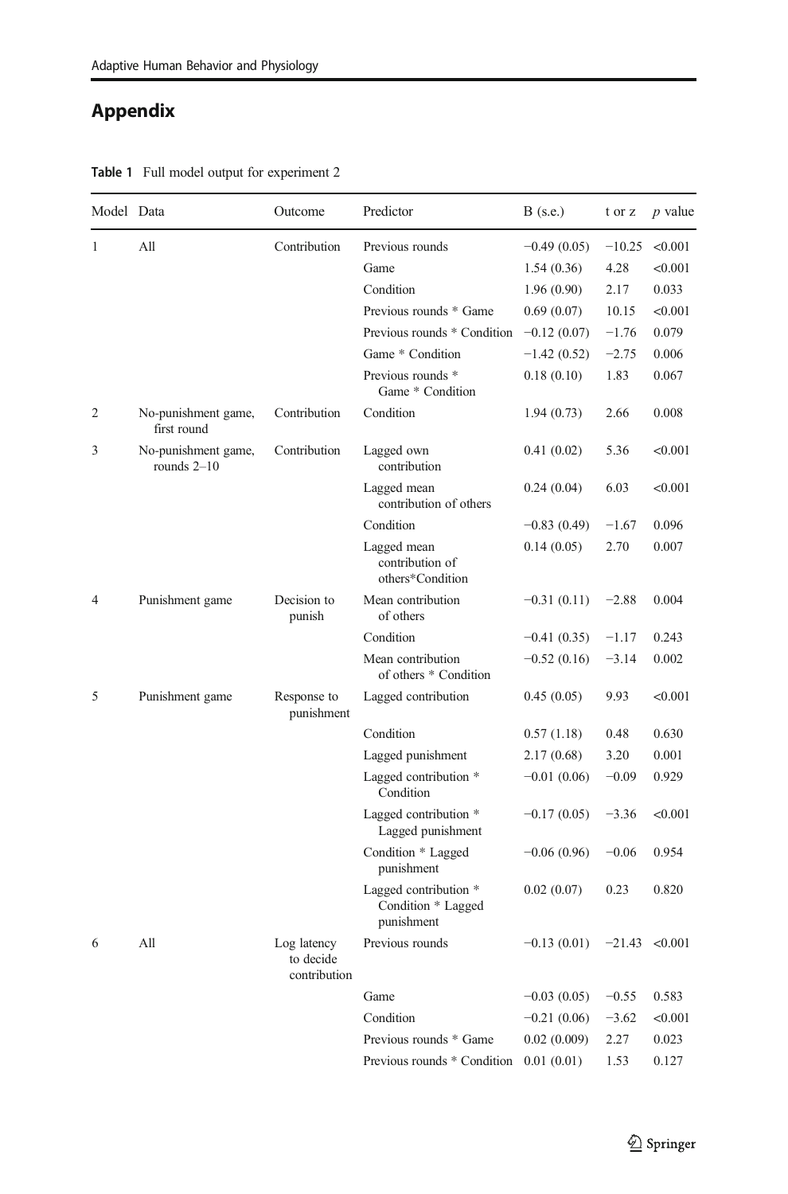# Appendix

Table 1 Full model output for experiment 2

| Model | Data | Outcome | Predictor | B (s.e.) | t or z | *p* value |
|---|---|---|---|---|---|---|
| 1 | All | Contribution | Previous rounds | −0.49 (0.05) | −10.25 | <0.001 |
| | | | Game | 1.54 (0.36) | 4.28 | <0.001 |
| | | | Condition | 1.96 (0.90) | 2.17 | 0.033 |
| | | | Previous rounds * Game | 0.69 (0.07) | 10.15 | <0.001 |
| | | | Previous rounds * Condition | −0.12 (0.07) | −1.76 | 0.079 |
| | | | Game * Condition | −1.42 (0.52) | −2.75 | 0.006 |
| | | | Previous rounds * Game * Condition | 0.18 (0.10) | 1.83 | 0.067 |
| 2 | No-punishment game, first round | Contribution | Condition | 1.94 (0.73) | 2.66 | 0.008 |
| 3 | No-punishment game, rounds 2–10 | Contribution | Lagged own contribution | 0.41 (0.02) | 5.36 | <0.001 |
| | | | Lagged mean contribution of others | 0.24 (0.04) | 6.03 | <0.001 |
| | | | Condition | −0.83 (0.49) | −1.67 | 0.096 |
| | | | Lagged mean contribution of others*Condition | 0.14 (0.05) | 2.70 | 0.007 |
| 4 | Punishment game | Decision to punish | Mean contribution of others | −0.31 (0.11) | −2.88 | 0.004 |
| | | | Condition | −0.41 (0.35) | −1.17 | 0.243 |
| | | | Mean contribution of others * Condition | −0.52 (0.16) | −3.14 | 0.002 |
| 5 | Punishment game | Response to punishment | Lagged contribution | 0.45 (0.05) | 9.93 | <0.001 |
| | | | Condition | 0.57 (1.18) | 0.48 | 0.630 |
| | | | Lagged punishment | 2.17 (0.68) | 3.20 | 0.001 |
| | | | Lagged contribution * Condition | −0.01 (0.06) | −0.09 | 0.929 |
| | | | Lagged contribution * Lagged punishment | −0.17 (0.05) | −3.36 | <0.001 |
| | | | Condition * Lagged punishment | −0.06 (0.96) | −0.06 | 0.954 |
| | | | Lagged contribution * Condition * Lagged punishment | 0.02 (0.07) | 0.23 | 0.820 |
| 6 | All | Log latency to decide contribution | Previous rounds | −0.13 (0.01) | −21.43 | <0.001 |
| | | | Game | −0.03 (0.05) | −0.55 | 0.583 |
| | | | Condition | −0.21 (0.06) | −3.62 | <0.001 |
| | | | Previous rounds * Game | 0.02 (0.009) | 2.27 | 0.023 |
| | | | Previous rounds * Condition | 0.01 (0.01) | 1.53 | 0.127 |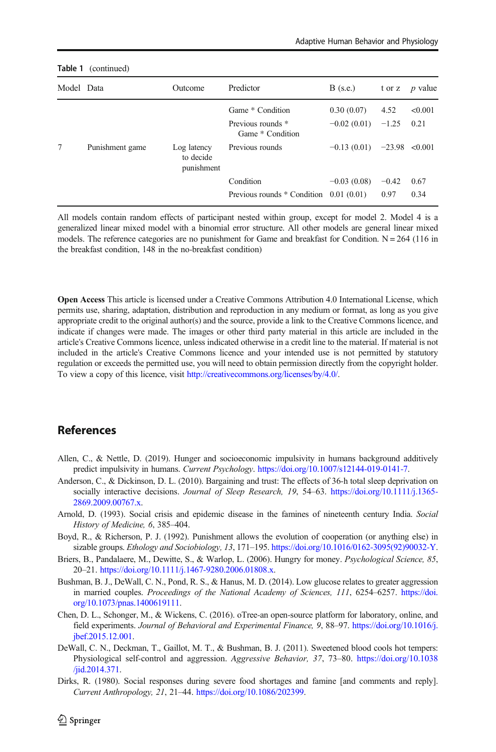**Table 1** (continued)

| Model | Data | Outcome | Predictor | B (s.e.) | t or z | *p* value |
|---|---|---|---|---|---|---|
| | | | Game * Condition | 0.30 (0.07) | 4.52 | <0.001 |
| | | | Previous rounds * Game * Condition | −0.02 (0.01) | −1.25 | 0.21 |
| 7 | Punishment game | Log latency to decide punishment | Previous rounds | −0.13 (0.01) | −23.98 | <0.001 |
| | | | Condition | −0.03 (0.08) | −0.42 | 0.67 |
| | | | Previous rounds * Condition | 0.01 (0.01) | 0.97 | 0.34 |

All models contain random effects of participant nested within group, except for model 2. Model 4 is a generalized linear mixed model with a binomial error structure. All other models are general linear mixed models. The reference categories are no punishment for Game and breakfast for Condition. N = 264 (116 in the breakfast condition, 148 in the no-breakfast condition)

**Open Access** This article is licensed under a Creative Commons Attribution 4.0 International License, which permits use, sharing, adaptation, distribution and reproduction in any medium or format, as long as you give appropriate credit to the original author(s) and the source, provide a link to the Creative Commons licence, and indicate if changes were made. The images or other third party material in this article are included in the article's Creative Commons licence, unless indicated otherwise in a credit line to the material. If material is not included in the article's Creative Commons licence and your intended use is not permitted by statutory regulation or exceeds the permitted use, you will need to obtain permission directly from the copyright holder. To view a copy of this licence, visit http://creativecommons.org/licenses/by/4.0/.

## References

Allen, C., & Nettle, D. (2019). Hunger and socioeconomic impulsivity in humans background additively predict impulsivity in humans. *Current Psychology*. https://doi.org/10.1007/s12144-019-0141-7.

Anderson, C., & Dickinson, D. L. (2010). Bargaining and trust: The effects of 36-h total sleep deprivation on socially interactive decisions. *Journal of Sleep Research, 19*, 54–63. https://doi.org/10.1111/j.1365-2869.2009.00767.x.

Arnold, D. (1993). Social crisis and epidemic disease in the famines of nineteenth century India. *Social History of Medicine, 6*, 385–404.

Boyd, R., & Richerson, P. J. (1992). Punishment allows the evolution of cooperation (or anything else) in sizable groups. *Ethology and Sociobiology, 13*, 171–195. https://doi.org/10.1016/0162-3095(92)90032-Y.

Briers, B., Pandalaere, M., Dewitte, S., & Warlop, L. (2006). Hungry for money. *Psychological Science, 85*, 20–21. https://doi.org/10.1111/j.1467-9280.2006.01808.x.

Bushman, B. J., DeWall, C. N., Pond, R. S., & Hanus, M. D. (2014). Low glucose relates to greater aggression in married couples. *Proceedings of the National Academy of Sciences, 111*, 6254–6257. https://doi.org/10.1073/pnas.1400619111.

Chen, D. L., Schonger, M., & Wickens, C. (2016). oTree-an open-source platform for laboratory, online, and field experiments. *Journal of Behavioral and Experimental Finance, 9*, 88–97. https://doi.org/10.1016/j.jbef.2015.12.001.

DeWall, C. N., Deckman, T., Gaillot, M. T., & Bushman, B. J. (2011). Sweetened blood cools hot tempers: Physiological self-control and aggression. *Aggressive Behavior, 37*, 73–80. https://doi.org/10.1038/jid.2014.371.

Dirks, R. (1980). Social responses during severe food shortages and famine [and comments and reply]. *Current Anthropology, 21*, 21–44. https://doi.org/10.1086/202399.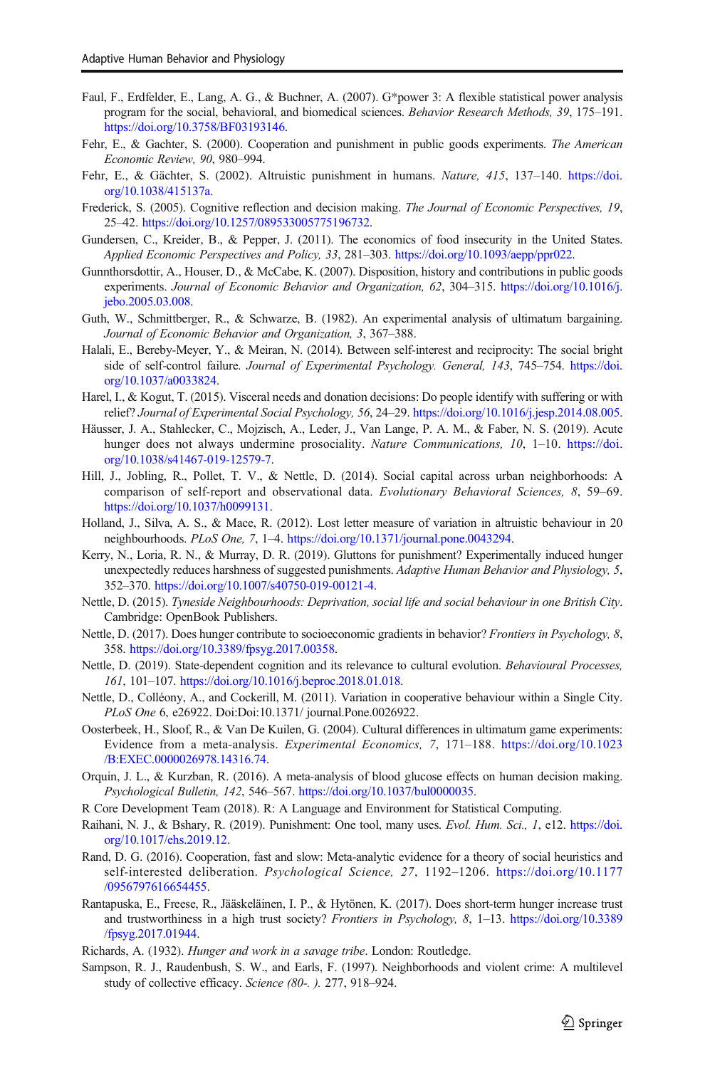Faul, F., Erdfelder, E., Lang, A. G., & Buchner, A. (2007). G*power 3: A flexible statistical power analysis program for the social, behavioral, and biomedical sciences. *Behavior Research Methods, 39*, 175–191. https://doi.org/10.3758/BF03193146.

Fehr, E., & Gachter, S. (2000). Cooperation and punishment in public goods experiments. *The American Economic Review, 90*, 980–994.

Fehr, E., & Gächter, S. (2002). Altruistic punishment in humans. *Nature, 415*, 137–140. https://doi.org/10.1038/415137a.

Frederick, S. (2005). Cognitive reflection and decision making. *The Journal of Economic Perspectives, 19*, 25–42. https://doi.org/10.1257/089533005775196732.

Gundersen, C., Kreider, B., & Pepper, J. (2011). The economics of food insecurity in the United States. *Applied Economic Perspectives and Policy, 33*, 281–303. https://doi.org/10.1093/aepp/ppr022.

Gunnthorsdottir, A., Houser, D., & McCabe, K. (2007). Disposition, history and contributions in public goods experiments. *Journal of Economic Behavior and Organization, 62*, 304–315. https://doi.org/10.1016/j.jebo.2005.03.008.

Guth, W., Schmittberger, R., & Schwarze, B. (1982). An experimental analysis of ultimatum bargaining. *Journal of Economic Behavior and Organization, 3*, 367–388.

Halali, E., Bereby-Meyer, Y., & Meiran, N. (2014). Between self-interest and reciprocity: The social bright side of self-control failure. *Journal of Experimental Psychology. General, 143*, 745–754. https://doi.org/10.1037/a0033824.

Harel, I., & Kogut, T. (2015). Visceral needs and donation decisions: Do people identify with suffering or with relief? *Journal of Experimental Social Psychology, 56*, 24–29. https://doi.org/10.1016/j.jesp.2014.08.005.

Häusser, J. A., Stahlecker, C., Mojzisch, A., Leder, J., Van Lange, P. A. M., & Faber, N. S. (2019). Acute hunger does not always undermine prosociality. *Nature Communications, 10*, 1–10. https://doi.org/10.1038/s41467-019-12579-7.

Hill, J., Jobling, R., Pollet, T. V., & Nettle, D. (2014). Social capital across urban neighborhoods: A comparison of self-report and observational data. *Evolutionary Behavioral Sciences, 8*, 59–69. https://doi.org/10.1037/h0099131.

Holland, J., Silva, A. S., & Mace, R. (2012). Lost letter measure of variation in altruistic behaviour in 20 neighbourhoods. *PLoS One, 7*, 1–4. https://doi.org/10.1371/journal.pone.0043294.

Kerry, N., Loria, R. N., & Murray, D. R. (2019). Gluttons for punishment? Experimentally induced hunger unexpectedly reduces harshness of suggested punishments. *Adaptive Human Behavior and Physiology, 5*, 352–370. https://doi.org/10.1007/s40750-019-00121-4.

Nettle, D. (2015). *Tyneside Neighbourhoods: Deprivation, social life and social behaviour in one British City*. Cambridge: OpenBook Publishers.

Nettle, D. (2017). Does hunger contribute to socioeconomic gradients in behavior? *Frontiers in Psychology, 8*, 358. https://doi.org/10.3389/fpsyg.2017.00358.

Nettle, D. (2019). State-dependent cognition and its relevance to cultural evolution. *Behavioural Processes, 161*, 101–107. https://doi.org/10.1016/j.beproc.2018.01.018.

Nettle, D., Colléony, A., and Cockerill, M. (2011). Variation in cooperative behaviour within a Single City. *PLoS One* 6, e26922. Doi:Doi:10.1371/ journal.Pone.0026922.

Oosterbeek, H., Sloof, R., & Van De Kuilen, G. (2004). Cultural differences in ultimatum game experiments: Evidence from a meta-analysis. *Experimental Economics, 7*, 171–188. https://doi.org/10.1023/B:EXEC.0000026978.14316.74.

Orquin, J. L., & Kurzban, R. (2016). A meta-analysis of blood glucose effects on human decision making. *Psychological Bulletin, 142*, 546–567. https://doi.org/10.1037/bul0000035.

R Core Development Team (2018). R: A Language and Environment for Statistical Computing.

Raihani, N. J., & Bshary, R. (2019). Punishment: One tool, many uses. *Evol. Hum. Sci., 1*, e12. https://doi.org/10.1017/ehs.2019.12.

Rand, D. G. (2016). Cooperation, fast and slow: Meta-analytic evidence for a theory of social heuristics and self-interested deliberation. *Psychological Science, 27*, 1192–1206. https://doi.org/10.1177/0956797616654455.

Rantapuska, E., Freese, R., Jääskeläinen, I. P., & Hytönen, K. (2017). Does short-term hunger increase trust and trustworthiness in a high trust society? *Frontiers in Psychology, 8*, 1–13. https://doi.org/10.3389/fpsyg.2017.01944.

Richards, A. (1932). *Hunger and work in a savage tribe*. London: Routledge.

Sampson, R. J., Raudenbush, S. W., and Earls, F. (1997). Neighborhoods and violent crime: A multilevel study of collective efficacy. *Science (80-. ).* 277, 918–924.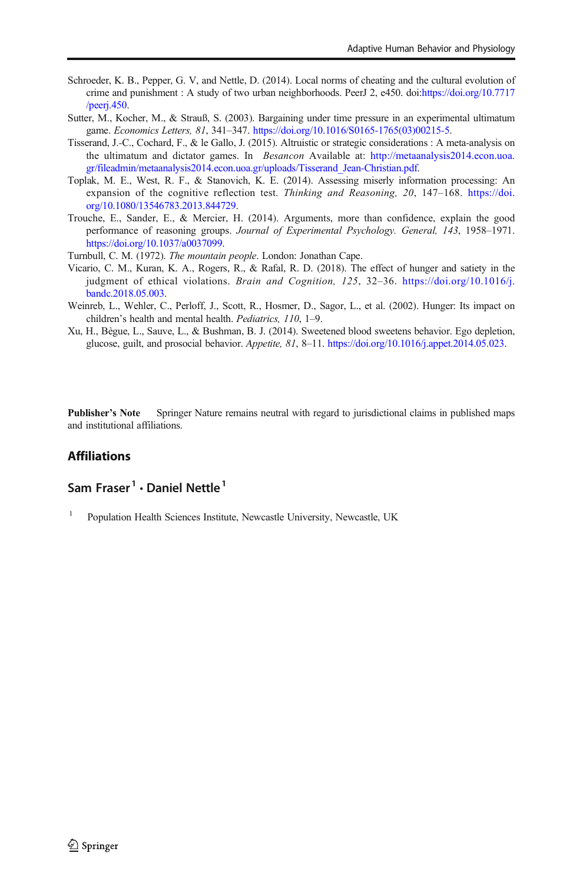Schroeder, K. B., Pepper, G. V, and Nettle, D. (2014). Local norms of cheating and the cultural evolution of crime and punishment : A study of two urban neighborhoods. PeerJ 2, e450. doi:https://doi.org/10.7717/peerj.450.

Sutter, M., Kocher, M., & Strauß, S. (2003). Bargaining under time pressure in an experimental ultimatum game. *Economics Letters, 81*, 341–347. https://doi.org/10.1016/S0165-1765(03)00215-5.

Tisserand, J.-C., Cochard, F., & le Gallo, J. (2015). Altruistic or strategic considerations : A meta-analysis on the ultimatum and dictator games. In *Besancon* Available at: http://metaanalysis2014.econ.uoa.gr/fileadmin/metaanalysis2014.econ.uoa.gr/uploads/Tisserand_Jean-Christian.pdf.

Toplak, M. E., West, R. F., & Stanovich, K. E. (2014). Assessing miserly information processing: An expansion of the cognitive reflection test. *Thinking and Reasoning, 20*, 147–168. https://doi.org/10.1080/13546783.2013.844729.

Trouche, E., Sander, E., & Mercier, H. (2014). Arguments, more than confidence, explain the good performance of reasoning groups. *Journal of Experimental Psychology. General, 143*, 1958–1971. https://doi.org/10.1037/a0037099.

Turnbull, C. M. (1972). *The mountain people*. London: Jonathan Cape.

Vicario, C. M., Kuran, K. A., Rogers, R., & Rafal, R. D. (2018). The effect of hunger and satiety in the judgment of ethical violations. *Brain and Cognition, 125*, 32–36. https://doi.org/10.1016/j.bandc.2018.05.003.

Weinreb, L., Wehler, C., Perloff, J., Scott, R., Hosmer, D., Sagor, L., et al. (2002). Hunger: Its impact on children's health and mental health. *Pediatrics, 110*, 1–9.

Xu, H., Bègue, L., Sauve, L., & Bushman, B. J. (2014). Sweetened blood sweetens behavior. Ego depletion, glucose, guilt, and prosocial behavior. *Appetite, 81*, 8–11. https://doi.org/10.1016/j.appet.2014.05.023.

**Publisher's Note** Springer Nature remains neutral with regard to jurisdictional claims in published maps and institutional affiliations.

## Affiliations

### Sam Fraser[1] · Daniel Nettle[1]

[1] Population Health Sciences Institute, Newcastle University, Newcastle, UK